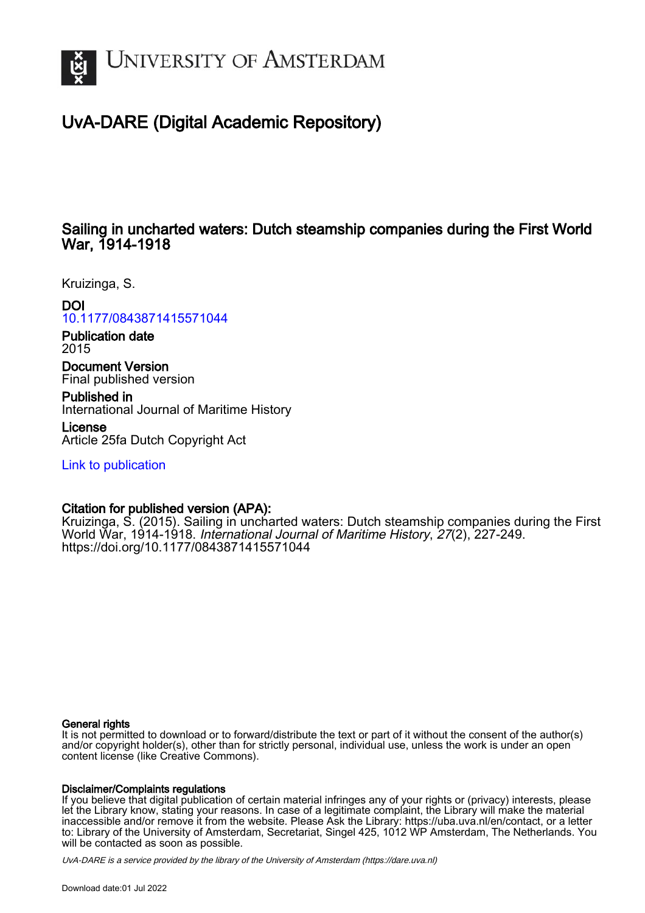# UvA-DARE (Digital Academic Repository)

## Sailing in uncharted waters: Dutch steamship companies during the First World War, 1914-1918

Kruizinga, S.

**DOI**
10.1177/0843871415571044

**Publication date**
2015

**Document Version**
Final published version

**Published in**
International Journal of Maritime History

**License**
Article 25fa Dutch Copyright Act

Link to publication

**Citation for published version (APA):**
Kruizinga, S. (2015). Sailing in uncharted waters: Dutch steamship companies during the First World War, 1914-1918. *International Journal of Maritime History*, *27*(2), 227-249. https://doi.org/10.1177/0843871415571044

**General rights**
It is not permitted to download or to forward/distribute the text or part of it without the consent of the author(s) and/or copyright holder(s), other than for strictly personal, individual use, unless the work is under an open content license (like Creative Commons).

**Disclaimer/Complaints regulations**
If you believe that digital publication of certain material infringes any of your rights or (privacy) interests, please let the Library know, stating your reasons. In case of a legitimate complaint, the Library will make the material inaccessible and/or remove it from the website. Please Ask the Library: https://uba.uva.nl/en/contact, or a letter to: Library of the University of Amsterdam, Secretariat, Singel 425, 1012 WP Amsterdam, The Netherlands. You will be contacted as soon as possible.

*UvA-DARE is a service provided by the library of the University of Amsterdam (https://dare.uva.nl)*

Download date:01 Jul 2022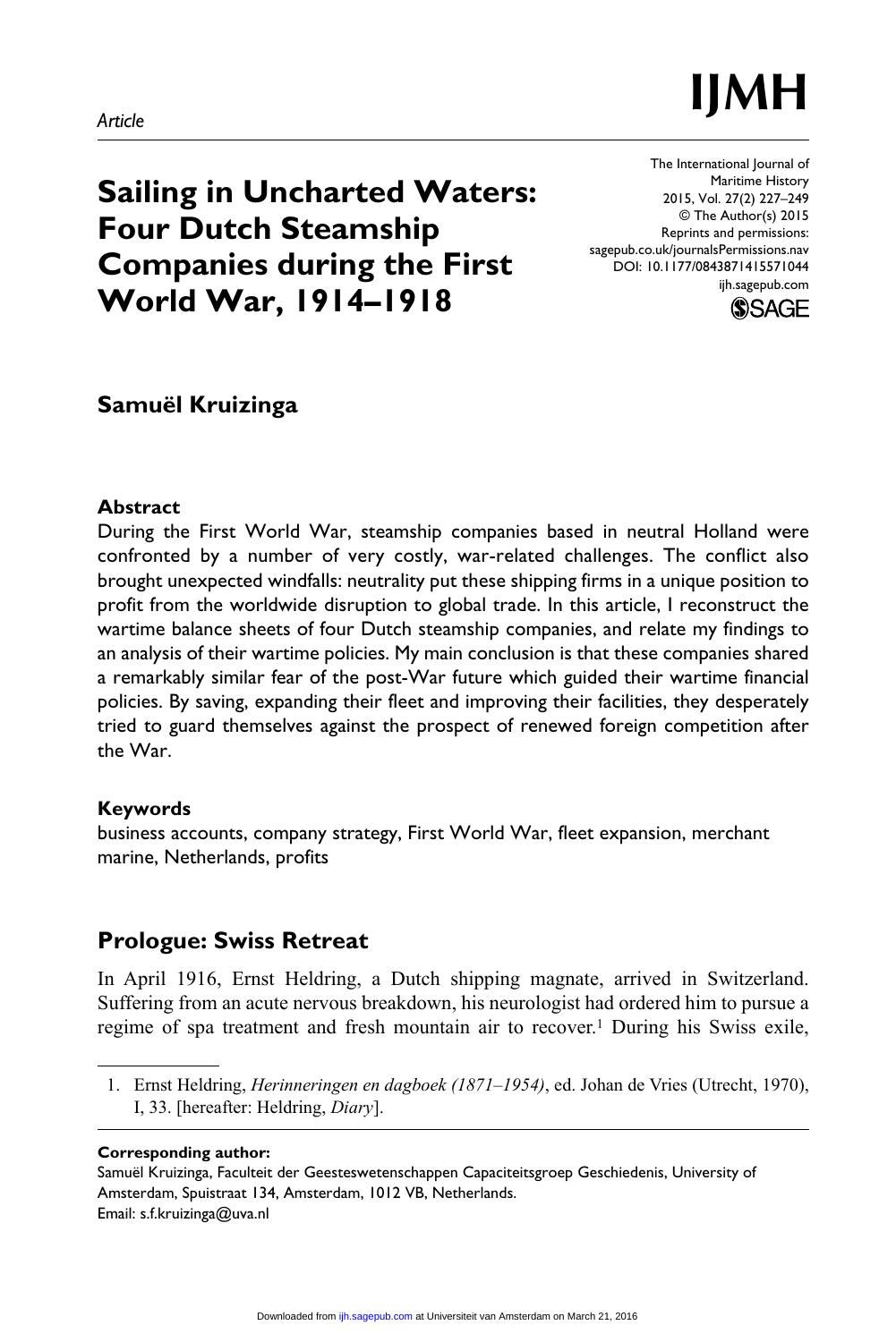Article

# Sailing in Uncharted Waters: Four Dutch Steamship Companies during the First World War, 1914–1918

The International Journal of Maritime History
2015, Vol. 27(2) 227–249
© The Author(s) 2015
Reprints and permissions: sagepub.co.uk/journalsPermissions.nav
DOI: 10.1177/0843871415571044
ijh.sagepub.com

**Samuël Kruizinga**

### Abstract

During the First World War, steamship companies based in neutral Holland were confronted by a number of very costly, war-related challenges. The conflict also brought unexpected windfalls: neutrality put these shipping firms in a unique position to profit from the worldwide disruption to global trade. In this article, I reconstruct the wartime balance sheets of four Dutch steamship companies, and relate my findings to an analysis of their wartime policies. My main conclusion is that these companies shared a remarkably similar fear of the post-War future which guided their wartime financial policies. By saving, expanding their fleet and improving their facilities, they desperately tried to guard themselves against the prospect of renewed foreign competition after the War.

### Keywords

business accounts, company strategy, First World War, fleet expansion, merchant marine, Netherlands, profits

## Prologue: Swiss Retreat

In April 1916, Ernst Heldring, a Dutch shipping magnate, arrived in Switzerland. Suffering from an acute nervous breakdown, his neurologist had ordered him to pursue a regime of spa treatment and fresh mountain air to recover.[1] During his Swiss exile,

1. Ernst Heldring, *Herinneringen en dagboek (1871–1954)*, ed. Johan de Vries (Utrecht, 1970), I, 33. [hereafter: Heldring, *Diary*].

**Corresponding author:**
Samuël Kruizinga, Faculteit der Geesteswetenschappen Capaciteitsgroep Geschiedenis, University of Amsterdam, Spuistraat 134, Amsterdam, 1012 VB, Netherlands.
Email: s.f.kruizinga@uva.nl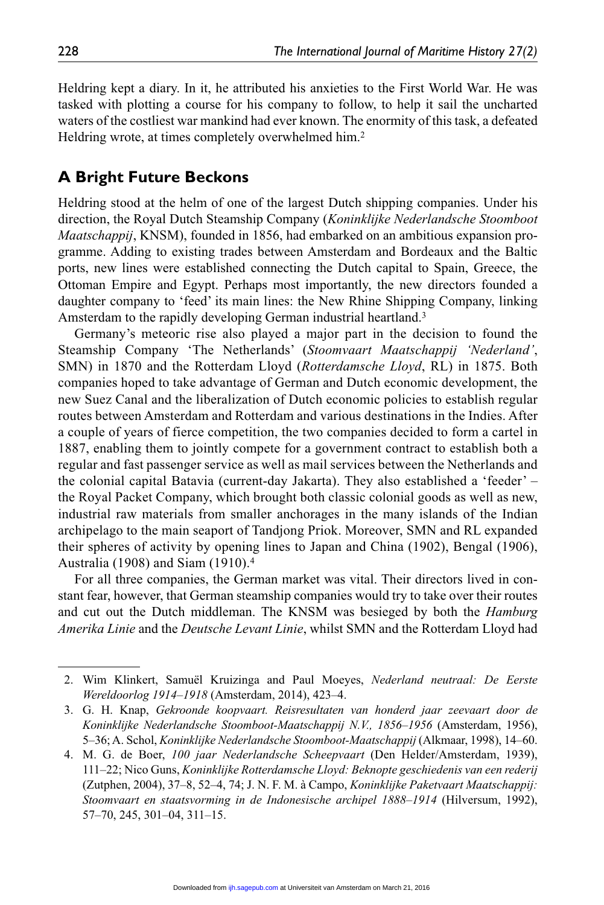Heldring kept a diary. In it, he attributed his anxieties to the First World War. He was tasked with plotting a course for his company to follow, to help it sail the uncharted waters of the costliest war mankind had ever known. The enormity of this task, a defeated Heldring wrote, at times completely overwhelmed him.[2]

## A Bright Future Beckons

Heldring stood at the helm of one of the largest Dutch shipping companies. Under his direction, the Royal Dutch Steamship Company (*Koninklijke Nederlandsche Stoomboot Maatschappij*, KNSM), founded in 1856, had embarked on an ambitious expansion programme. Adding to existing trades between Amsterdam and Bordeaux and the Baltic ports, new lines were established connecting the Dutch capital to Spain, Greece, the Ottoman Empire and Egypt. Perhaps most importantly, the new directors founded a daughter company to 'feed' its main lines: the New Rhine Shipping Company, linking Amsterdam to the rapidly developing German industrial heartland.[3]

Germany's meteoric rise also played a major part in the decision to found the Steamship Company 'The Netherlands' (*Stoomvaart Maatschappij 'Nederland'*, SMN) in 1870 and the Rotterdam Lloyd (*Rotterdamsche Lloyd*, RL) in 1875. Both companies hoped to take advantage of German and Dutch economic development, the new Suez Canal and the liberalization of Dutch economic policies to establish regular routes between Amsterdam and Rotterdam and various destinations in the Indies. After a couple of years of fierce competition, the two companies decided to form a cartel in 1887, enabling them to jointly compete for a government contract to establish both a regular and fast passenger service as well as mail services between the Netherlands and the colonial capital Batavia (current-day Jakarta). They also established a 'feeder' – the Royal Packet Company, which brought both classic colonial goods as well as new, industrial raw materials from smaller anchorages in the many islands of the Indian archipelago to the main seaport of Tandjong Priok. Moreover, SMN and RL expanded their spheres of activity by opening lines to Japan and China (1902), Bengal (1906), Australia (1908) and Siam (1910).[4]

For all three companies, the German market was vital. Their directors lived in constant fear, however, that German steamship companies would try to take over their routes and cut out the Dutch middleman. The KNSM was besieged by both the *Hamburg Amerika Linie* and the *Deutsche Levant Linie*, whilst SMN and the Rotterdam Lloyd had

2. Wim Klinkert, Samuël Kruizinga and Paul Moeyes, *Nederland neutraal: De Eerste Wereldoorlog 1914–1918* (Amsterdam, 2014), 423–4.

3. G. H. Knap, *Gekroonde koopvaart. Reisresultaten van honderd jaar zeevaart door de Koninklijke Nederlandsche Stoomboot-Maatschappij N.V., 1856–1956* (Amsterdam, 1956), 5–36; A. Schol, *Koninklijke Nederlandsche Stoomboot-Maatschappij* (Alkmaar, 1998), 14–60.

4. M. G. de Boer, *100 jaar Nederlandsche Scheepvaart* (Den Helder/Amsterdam, 1939), 111–22; Nico Guns, *Koninklijke Rotterdamsche Lloyd: Beknopte geschiedenis van een rederij* (Zutphen, 2004), 37–8, 52–4, 74; J. N. F. M. à Campo, *Koninklijke Paketvaart Maatschappij: Stoomvaart en staatsvorming in de Indonesische archipel 1888–1914* (Hilversum, 1992), 57–70, 245, 301–04, 311–15.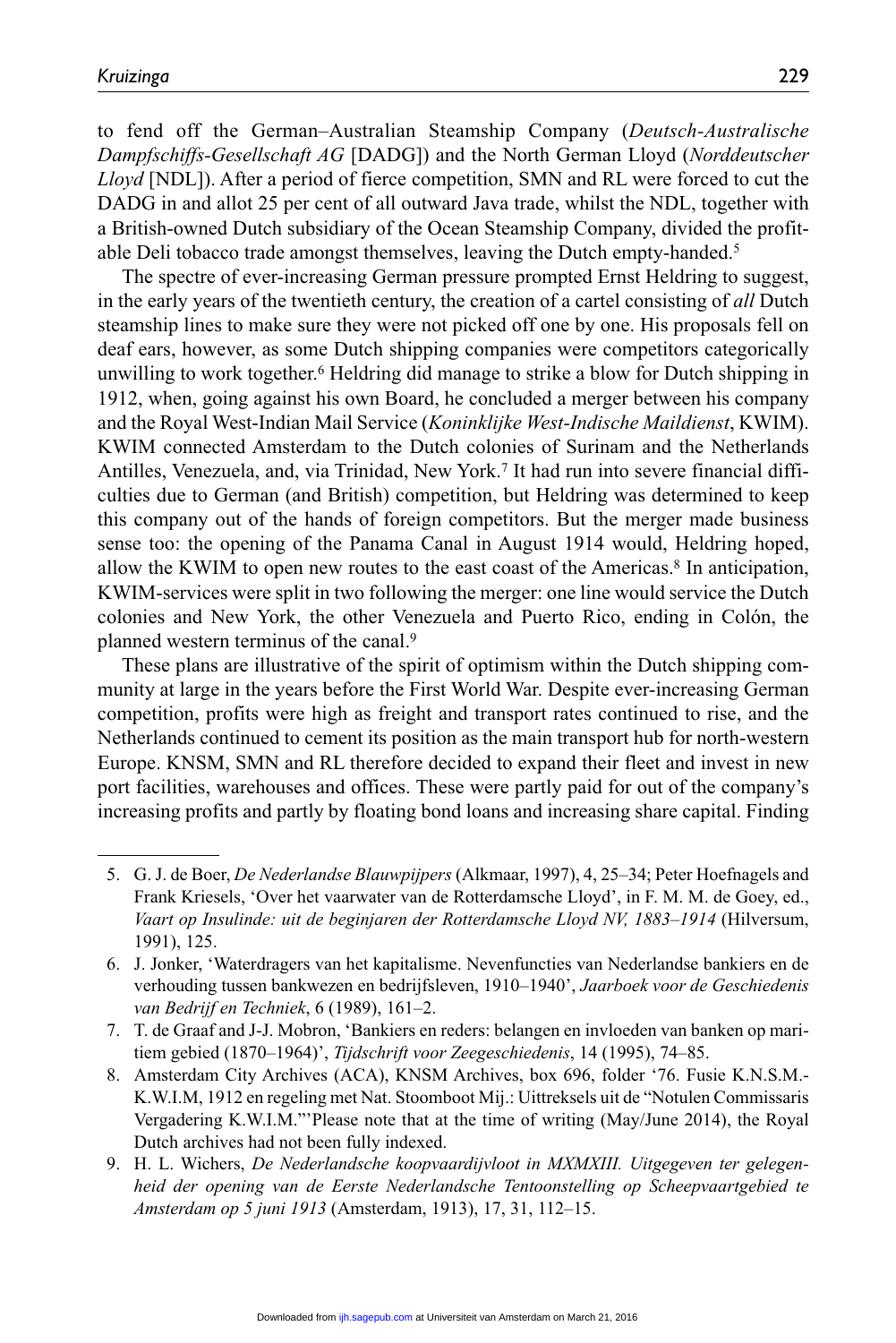to fend off the German–Australian Steamship Company (*Deutsch-Australische Dampfschiffs-Gesellschaft AG* [DADG]) and the North German Lloyd (*Norddeutscher Lloyd* [NDL]). After a period of fierce competition, SMN and RL were forced to cut the DADG in and allot 25 per cent of all outward Java trade, whilst the NDL, together with a British-owned Dutch subsidiary of the Ocean Steamship Company, divided the profitable Deli tobacco trade amongst themselves, leaving the Dutch empty-handed.[5]

The spectre of ever-increasing German pressure prompted Ernst Heldring to suggest, in the early years of the twentieth century, the creation of a cartel consisting of *all* Dutch steamship lines to make sure they were not picked off one by one. His proposals fell on deaf ears, however, as some Dutch shipping companies were competitors categorically unwilling to work together.[6] Heldring did manage to strike a blow for Dutch shipping in 1912, when, going against his own Board, he concluded a merger between his company and the Royal West-Indian Mail Service (*Koninklijke West-Indische Maildienst*, KWIM). KWIM connected Amsterdam to the Dutch colonies of Surinam and the Netherlands Antilles, Venezuela, and, via Trinidad, New York.[7] It had run into severe financial difficulties due to German (and British) competition, but Heldring was determined to keep this company out of the hands of foreign competitors. But the merger made business sense too: the opening of the Panama Canal in August 1914 would, Heldring hoped, allow the KWIM to open new routes to the east coast of the Americas.[8] In anticipation, KWIM-services were split in two following the merger: one line would service the Dutch colonies and New York, the other Venezuela and Puerto Rico, ending in Colón, the planned western terminus of the canal.[9]

These plans are illustrative of the spirit of optimism within the Dutch shipping community at large in the years before the First World War. Despite ever-increasing German competition, profits were high as freight and transport rates continued to rise, and the Netherlands continued to cement its position as the main transport hub for north-western Europe. KNSM, SMN and RL therefore decided to expand their fleet and invest in new port facilities, warehouses and offices. These were partly paid for out of the company's increasing profits and partly by floating bond loans and increasing share capital. Finding

5. G. J. de Boer, *De Nederlandse Blauwpijpers* (Alkmaar, 1997), 4, 25–34; Peter Hoefnagels and Frank Kriesels, 'Over het vaarwater van de Rotterdamsche Lloyd', in F. M. M. de Goey, ed., *Vaart op Insulinde: uit de beginjaren der Rotterdamsche Lloyd NV, 1883–1914* (Hilversum, 1991), 125.
6. J. Jonker, 'Waterdragers van het kapitalisme. Nevenfuncties van Nederlandse bankiers en de verhouding tussen bankwezen en bedrijfsleven, 1910–1940', *Jaarboek voor de Geschiedenis van Bedrijf en Techniek*, 6 (1989), 161–2.
7. T. de Graaf and J-J. Mobron, 'Bankiers en reders: belangen en invloeden van banken op maritiem gebied (1870–1964)', *Tijdschrift voor Zeegeschiedenis*, 14 (1995), 74–85.
8. Amsterdam City Archives (ACA), KNSM Archives, box 696, folder '76. Fusie K.N.S.M.-K.W.I.M, 1912 en regeling met Nat. Stoomboot Mij.: Uittreksels uit de "Notulen Commissaris Vergadering K.W.I.M."' Please note that at the time of writing (May/June 2014), the Royal Dutch archives had not been fully indexed.
9. H. L. Wichers, *De Nederlandsche koopvaardijvloot in MXMXIII. Uitgegeven ter gelegenheid der opening van de Eerste Nederlandsche Tentoonstelling op Scheepvaartgebied te Amsterdam op 5 juni 1913* (Amsterdam, 1913), 17, 31, 112–15.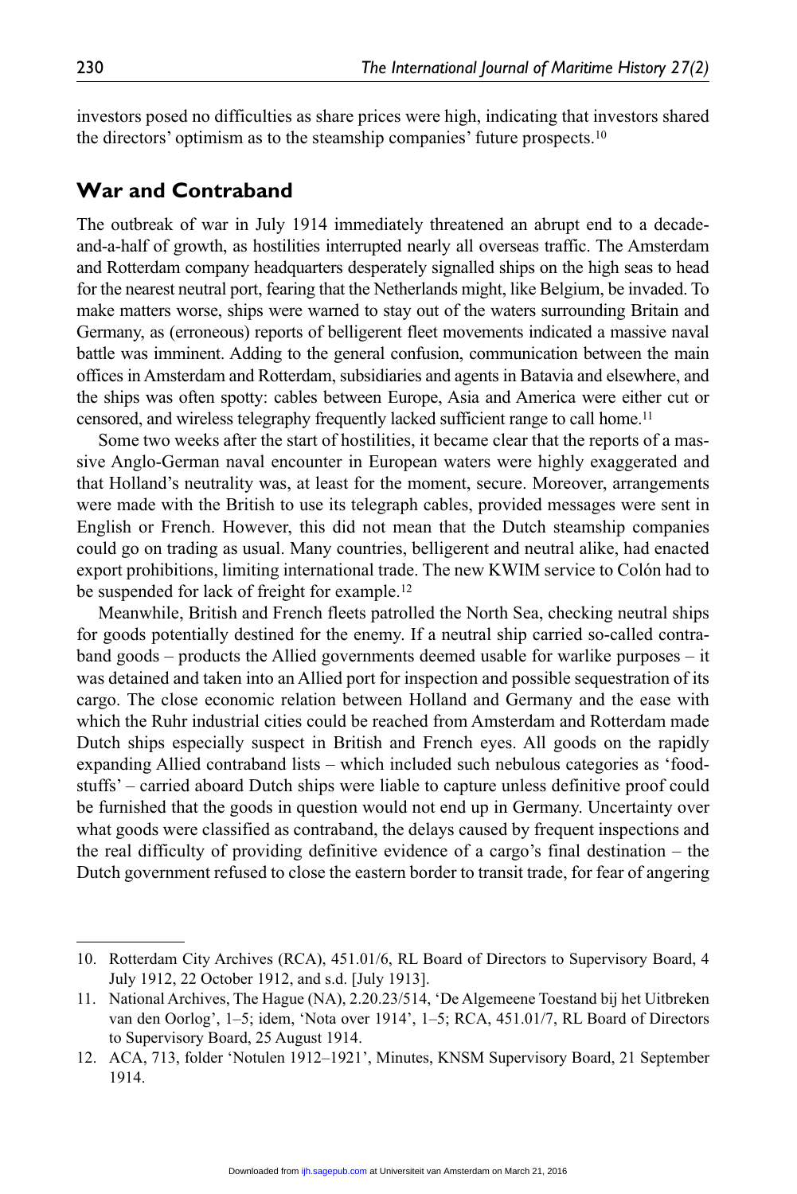investors posed no difficulties as share prices were high, indicating that investors shared the directors' optimism as to the steamship companies' future prospects.[10]

## War and Contraband

The outbreak of war in July 1914 immediately threatened an abrupt end to a decade-and-a-half of growth, as hostilities interrupted nearly all overseas traffic. The Amsterdam and Rotterdam company headquarters desperately signalled ships on the high seas to head for the nearest neutral port, fearing that the Netherlands might, like Belgium, be invaded. To make matters worse, ships were warned to stay out of the waters surrounding Britain and Germany, as (erroneous) reports of belligerent fleet movements indicated a massive naval battle was imminent. Adding to the general confusion, communication between the main offices in Amsterdam and Rotterdam, subsidiaries and agents in Batavia and elsewhere, and the ships was often spotty: cables between Europe, Asia and America were either cut or censored, and wireless telegraphy frequently lacked sufficient range to call home.[11]

Some two weeks after the start of hostilities, it became clear that the reports of a massive Anglo-German naval encounter in European waters were highly exaggerated and that Holland's neutrality was, at least for the moment, secure. Moreover, arrangements were made with the British to use its telegraph cables, provided messages were sent in English or French. However, this did not mean that the Dutch steamship companies could go on trading as usual. Many countries, belligerent and neutral alike, had enacted export prohibitions, limiting international trade. The new KWIM service to Colón had to be suspended for lack of freight for example.[12]

Meanwhile, British and French fleets patrolled the North Sea, checking neutral ships for goods potentially destined for the enemy. If a neutral ship carried so-called contraband goods – products the Allied governments deemed usable for warlike purposes – it was detained and taken into an Allied port for inspection and possible sequestration of its cargo. The close economic relation between Holland and Germany and the ease with which the Ruhr industrial cities could be reached from Amsterdam and Rotterdam made Dutch ships especially suspect in British and French eyes. All goods on the rapidly expanding Allied contraband lists – which included such nebulous categories as 'foodstuffs' – carried aboard Dutch ships were liable to capture unless definitive proof could be furnished that the goods in question would not end up in Germany. Uncertainty over what goods were classified as contraband, the delays caused by frequent inspections and the real difficulty of providing definitive evidence of a cargo's final destination – the Dutch government refused to close the eastern border to transit trade, for fear of angering

10. Rotterdam City Archives (RCA), 451.01/6, RL Board of Directors to Supervisory Board, 4 July 1912, 22 October 1912, and s.d. [July 1913].

11. National Archives, The Hague (NA), 2.20.23/514, 'De Algemeene Toestand bij het Uitbreken van den Oorlog', 1–5; idem, 'Nota over 1914', 1–5; RCA, 451.01/7, RL Board of Directors to Supervisory Board, 25 August 1914.

12. ACA, 713, folder 'Notulen 1912–1921', Minutes, KNSM Supervisory Board, 21 September 1914.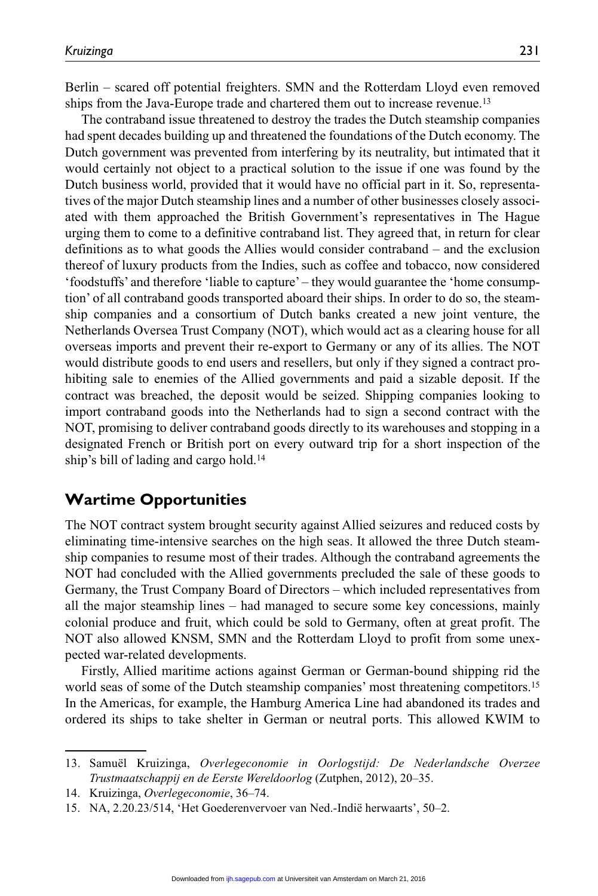Berlin – scared off potential freighters. SMN and the Rotterdam Lloyd even removed ships from the Java-Europe trade and chartered them out to increase revenue.[13]

The contraband issue threatened to destroy the trades the Dutch steamship companies had spent decades building up and threatened the foundations of the Dutch economy. The Dutch government was prevented from interfering by its neutrality, but intimated that it would certainly not object to a practical solution to the issue if one was found by the Dutch business world, provided that it would have no official part in it. So, representatives of the major Dutch steamship lines and a number of other businesses closely associated with them approached the British Government's representatives in The Hague urging them to come to a definitive contraband list. They agreed that, in return for clear definitions as to what goods the Allies would consider contraband – and the exclusion thereof of luxury products from the Indies, such as coffee and tobacco, now considered 'foodstuffs' and therefore 'liable to capture' – they would guarantee the 'home consumption' of all contraband goods transported aboard their ships. In order to do so, the steamship companies and a consortium of Dutch banks created a new joint venture, the Netherlands Oversea Trust Company (NOT), which would act as a clearing house for all overseas imports and prevent their re-export to Germany or any of its allies. The NOT would distribute goods to end users and resellers, but only if they signed a contract prohibiting sale to enemies of the Allied governments and paid a sizable deposit. If the contract was breached, the deposit would be seized. Shipping companies looking to import contraband goods into the Netherlands had to sign a second contract with the NOT, promising to deliver contraband goods directly to its warehouses and stopping in a designated French or British port on every outward trip for a short inspection of the ship's bill of lading and cargo hold.[14]

## Wartime Opportunities

The NOT contract system brought security against Allied seizures and reduced costs by eliminating time-intensive searches on the high seas. It allowed the three Dutch steamship companies to resume most of their trades. Although the contraband agreements the NOT had concluded with the Allied governments precluded the sale of these goods to Germany, the Trust Company Board of Directors – which included representatives from all the major steamship lines – had managed to secure some key concessions, mainly colonial produce and fruit, which could be sold to Germany, often at great profit. The NOT also allowed KNSM, SMN and the Rotterdam Lloyd to profit from some unexpected war-related developments.

Firstly, Allied maritime actions against German or German-bound shipping rid the world seas of some of the Dutch steamship companies' most threatening competitors.[15] In the Americas, for example, the Hamburg America Line had abandoned its trades and ordered its ships to take shelter in German or neutral ports. This allowed KWIM to

13. Samuël Kruizinga, *Overlegeconomie in Oorlogstijd: De Nederlandsche Overzee Trustmaatschappij en de Eerste Wereldoorlog* (Zutphen, 2012), 20–35.

14. Kruizinga, *Overlegeconomie*, 36–74.

15. NA, 2.20.23/514, 'Het Goederenvervoer van Ned.-Indië herwaarts', 50–2.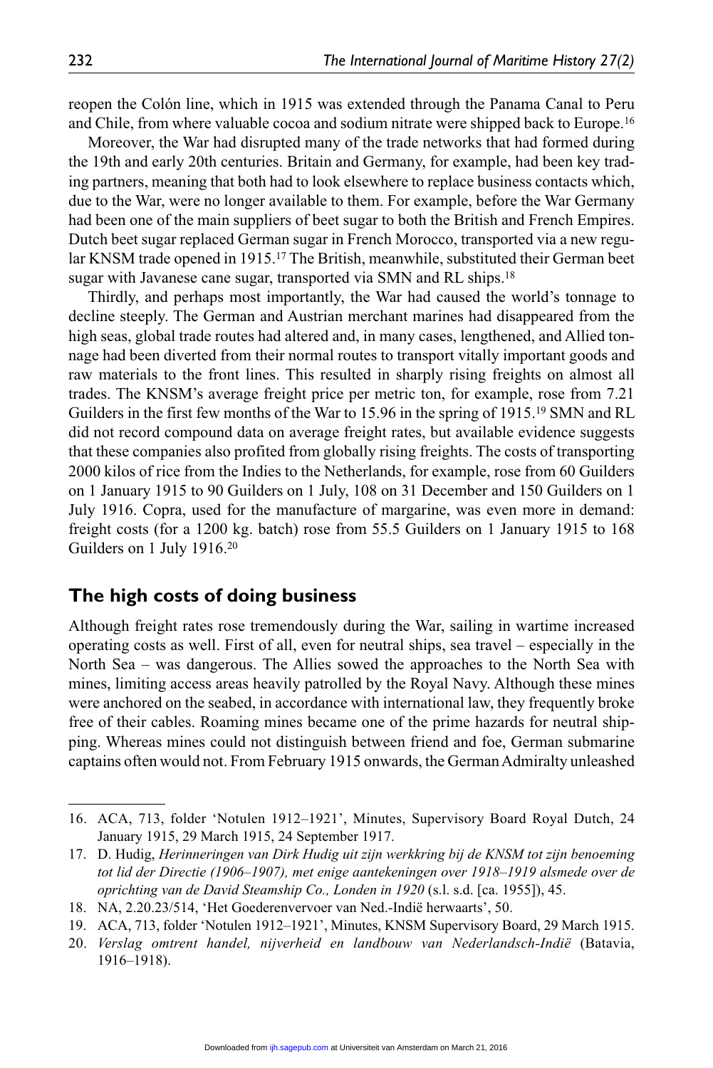reopen the Colón line, which in 1915 was extended through the Panama Canal to Peru and Chile, from where valuable cocoa and sodium nitrate were shipped back to Europe.[16]

Moreover, the War had disrupted many of the trade networks that had formed during the 19th and early 20th centuries. Britain and Germany, for example, had been key trading partners, meaning that both had to look elsewhere to replace business contacts which, due to the War, were no longer available to them. For example, before the War Germany had been one of the main suppliers of beet sugar to both the British and French Empires. Dutch beet sugar replaced German sugar in French Morocco, transported via a new regular KNSM trade opened in 1915.[17] The British, meanwhile, substituted their German beet sugar with Javanese cane sugar, transported via SMN and RL ships.[18]

Thirdly, and perhaps most importantly, the War had caused the world's tonnage to decline steeply. The German and Austrian merchant marines had disappeared from the high seas, global trade routes had altered and, in many cases, lengthened, and Allied tonnage had been diverted from their normal routes to transport vitally important goods and raw materials to the front lines. This resulted in sharply rising freights on almost all trades. The KNSM's average freight price per metric ton, for example, rose from 7.21 Guilders in the first few months of the War to 15.96 in the spring of 1915.[19] SMN and RL did not record compound data on average freight rates, but available evidence suggests that these companies also profited from globally rising freights. The costs of transporting 2000 kilos of rice from the Indies to the Netherlands, for example, rose from 60 Guilders on 1 January 1915 to 90 Guilders on 1 July, 108 on 31 December and 150 Guilders on 1 July 1916. Copra, used for the manufacture of margarine, was even more in demand: freight costs (for a 1200 kg. batch) rose from 55.5 Guilders on 1 January 1915 to 168 Guilders on 1 July 1916.[20]

## The high costs of doing business

Although freight rates rose tremendously during the War, sailing in wartime increased operating costs as well. First of all, even for neutral ships, sea travel – especially in the North Sea – was dangerous. The Allies sowed the approaches to the North Sea with mines, limiting access areas heavily patrolled by the Royal Navy. Although these mines were anchored on the seabed, in accordance with international law, they frequently broke free of their cables. Roaming mines became one of the prime hazards for neutral shipping. Whereas mines could not distinguish between friend and foe, German submarine captains often would not. From February 1915 onwards, the German Admiralty unleashed

16. ACA, 713, folder 'Notulen 1912–1921', Minutes, Supervisory Board Royal Dutch, 24 January 1915, 29 March 1915, 24 September 1917.
17. D. Hudig, *Herinneringen van Dirk Hudig uit zijn werkkring bij de KNSM tot zijn benoeming tot lid der Directie (1906–1907), met enige aantekeningen over 1918–1919 alsmede over de oprichting van de David Steamship Co., Londen in 1920* (s.l. s.d. [ca. 1955]), 45.
18. NA, 2.20.23/514, 'Het Goederenvervoer van Ned.-Indië herwaarts', 50.
19. ACA, 713, folder 'Notulen 1912–1921', Minutes, KNSM Supervisory Board, 29 March 1915.
20. *Verslag omtrent handel, nijverheid en landbouw van Nederlandsch-Indië* (Batavia, 1916–1918).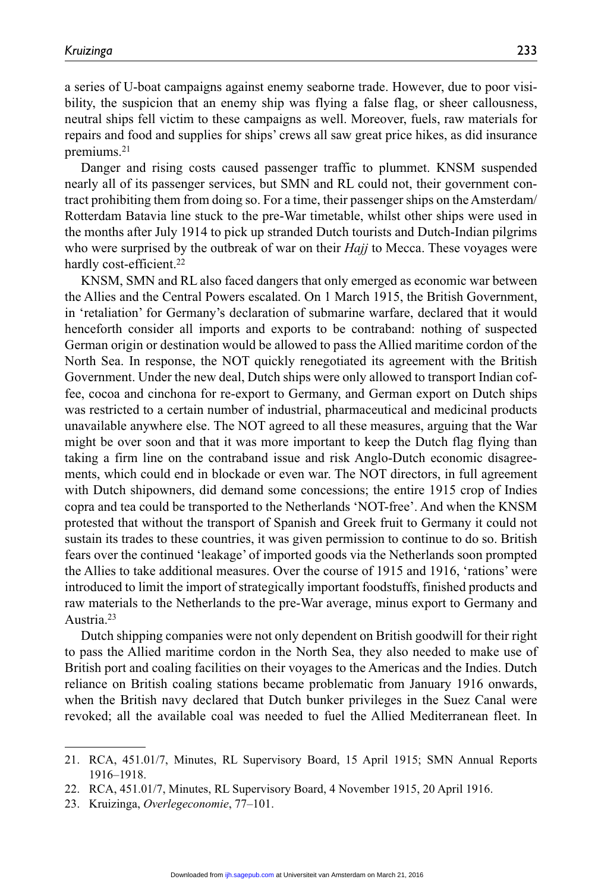a series of U-boat campaigns against enemy seaborne trade. However, due to poor visibility, the suspicion that an enemy ship was flying a false flag, or sheer callousness, neutral ships fell victim to these campaigns as well. Moreover, fuels, raw materials for repairs and food and supplies for ships' crews all saw great price hikes, as did insurance premiums.[21]

Danger and rising costs caused passenger traffic to plummet. KNSM suspended nearly all of its passenger services, but SMN and RL could not, their government contract prohibiting them from doing so. For a time, their passenger ships on the Amsterdam/Rotterdam Batavia line stuck to the pre-War timetable, whilst other ships were used in the months after July 1914 to pick up stranded Dutch tourists and Dutch-Indian pilgrims who were surprised by the outbreak of war on their *Hajj* to Mecca. These voyages were hardly cost-efficient.[22]

KNSM, SMN and RL also faced dangers that only emerged as economic war between the Allies and the Central Powers escalated. On 1 March 1915, the British Government, in 'retaliation' for Germany's declaration of submarine warfare, declared that it would henceforth consider all imports and exports to be contraband: nothing of suspected German origin or destination would be allowed to pass the Allied maritime cordon of the North Sea. In response, the NOT quickly renegotiated its agreement with the British Government. Under the new deal, Dutch ships were only allowed to transport Indian coffee, cocoa and cinchona for re-export to Germany, and German export on Dutch ships was restricted to a certain number of industrial, pharmaceutical and medicinal products unavailable anywhere else. The NOT agreed to all these measures, arguing that the War might be over soon and that it was more important to keep the Dutch flag flying than taking a firm line on the contraband issue and risk Anglo-Dutch economic disagreements, which could end in blockade or even war. The NOT directors, in full agreement with Dutch shipowners, did demand some concessions; the entire 1915 crop of Indies copra and tea could be transported to the Netherlands 'NOT-free'. And when the KNSM protested that without the transport of Spanish and Greek fruit to Germany it could not sustain its trades to these countries, it was given permission to continue to do so. British fears over the continued 'leakage' of imported goods via the Netherlands soon prompted the Allies to take additional measures. Over the course of 1915 and 1916, 'rations' were introduced to limit the import of strategically important foodstuffs, finished products and raw materials to the Netherlands to the pre-War average, minus export to Germany and Austria.[23]

Dutch shipping companies were not only dependent on British goodwill for their right to pass the Allied maritime cordon in the North Sea, they also needed to make use of British port and coaling facilities on their voyages to the Americas and the Indies. Dutch reliance on British coaling stations became problematic from January 1916 onwards, when the British navy declared that Dutch bunker privileges in the Suez Canal were revoked; all the available coal was needed to fuel the Allied Mediterranean fleet. In

21. RCA, 451.01/7, Minutes, RL Supervisory Board, 15 April 1915; SMN Annual Reports 1916–1918.
22. RCA, 451.01/7, Minutes, RL Supervisory Board, 4 November 1915, 20 April 1916.
23. Kruizinga, *Overlegeconomie*, 77–101.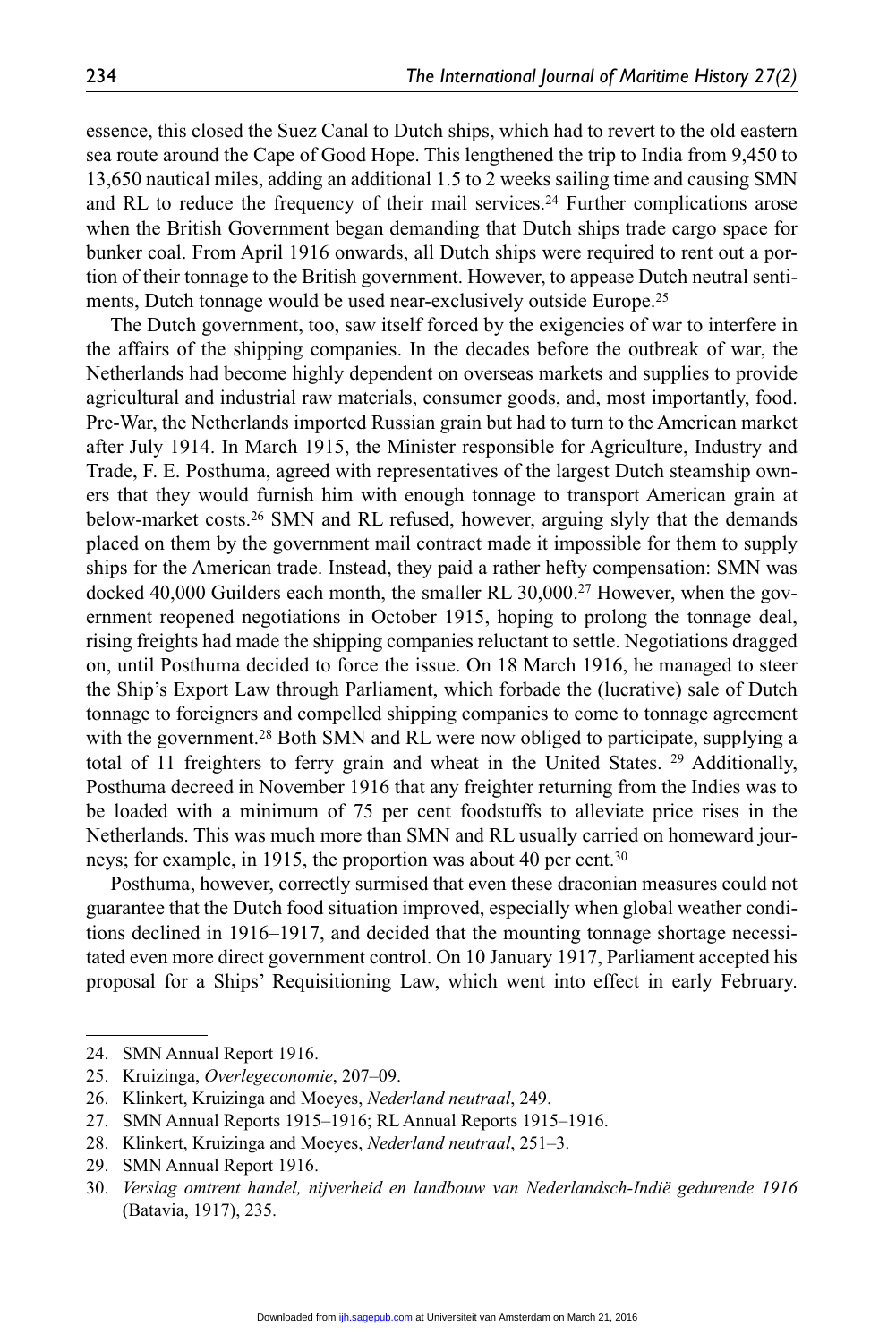essence, this closed the Suez Canal to Dutch ships, which had to revert to the old eastern sea route around the Cape of Good Hope. This lengthened the trip to India from 9,450 to 13,650 nautical miles, adding an additional 1.5 to 2 weeks sailing time and causing SMN and RL to reduce the frequency of their mail services.[24] Further complications arose when the British Government began demanding that Dutch ships trade cargo space for bunker coal. From April 1916 onwards, all Dutch ships were required to rent out a portion of their tonnage to the British government. However, to appease Dutch neutral sentiments, Dutch tonnage would be used near-exclusively outside Europe.[25]

The Dutch government, too, saw itself forced by the exigencies of war to interfere in the affairs of the shipping companies. In the decades before the outbreak of war, the Netherlands had become highly dependent on overseas markets and supplies to provide agricultural and industrial raw materials, consumer goods, and, most importantly, food. Pre-War, the Netherlands imported Russian grain but had to turn to the American market after July 1914. In March 1915, the Minister responsible for Agriculture, Industry and Trade, F. E. Posthuma, agreed with representatives of the largest Dutch steamship owners that they would furnish him with enough tonnage to transport American grain at below-market costs.[26] SMN and RL refused, however, arguing slyly that the demands placed on them by the government mail contract made it impossible for them to supply ships for the American trade. Instead, they paid a rather hefty compensation: SMN was docked 40,000 Guilders each month, the smaller RL 30,000.[27] However, when the government reopened negotiations in October 1915, hoping to prolong the tonnage deal, rising freights had made the shipping companies reluctant to settle. Negotiations dragged on, until Posthuma decided to force the issue. On 18 March 1916, he managed to steer the Ship's Export Law through Parliament, which forbade the (lucrative) sale of Dutch tonnage to foreigners and compelled shipping companies to come to tonnage agreement with the government.[28] Both SMN and RL were now obliged to participate, supplying a total of 11 freighters to ferry grain and wheat in the United States. [29] Additionally, Posthuma decreed in November 1916 that any freighter returning from the Indies was to be loaded with a minimum of 75 per cent foodstuffs to alleviate price rises in the Netherlands. This was much more than SMN and RL usually carried on homeward journeys; for example, in 1915, the proportion was about 40 per cent.[30]

Posthuma, however, correctly surmised that even these draconian measures could not guarantee that the Dutch food situation improved, especially when global weather conditions declined in 1916–1917, and decided that the mounting tonnage shortage necessitated even more direct government control. On 10 January 1917, Parliament accepted his proposal for a Ships' Requisitioning Law, which went into effect in early February.

24. SMN Annual Report 1916.
25. Kruizinga, *Overlegeconomie*, 207–09.
26. Klinkert, Kruizinga and Moeyes, *Nederland neutraal*, 249.
27. SMN Annual Reports 1915–1916; RL Annual Reports 1915–1916.
28. Klinkert, Kruizinga and Moeyes, *Nederland neutraal*, 251–3.
29. SMN Annual Report 1916.
30. *Verslag omtrent handel, nijverheid en landbouw van Nederlandsch-Indië gedurende 1916* (Batavia, 1917), 235.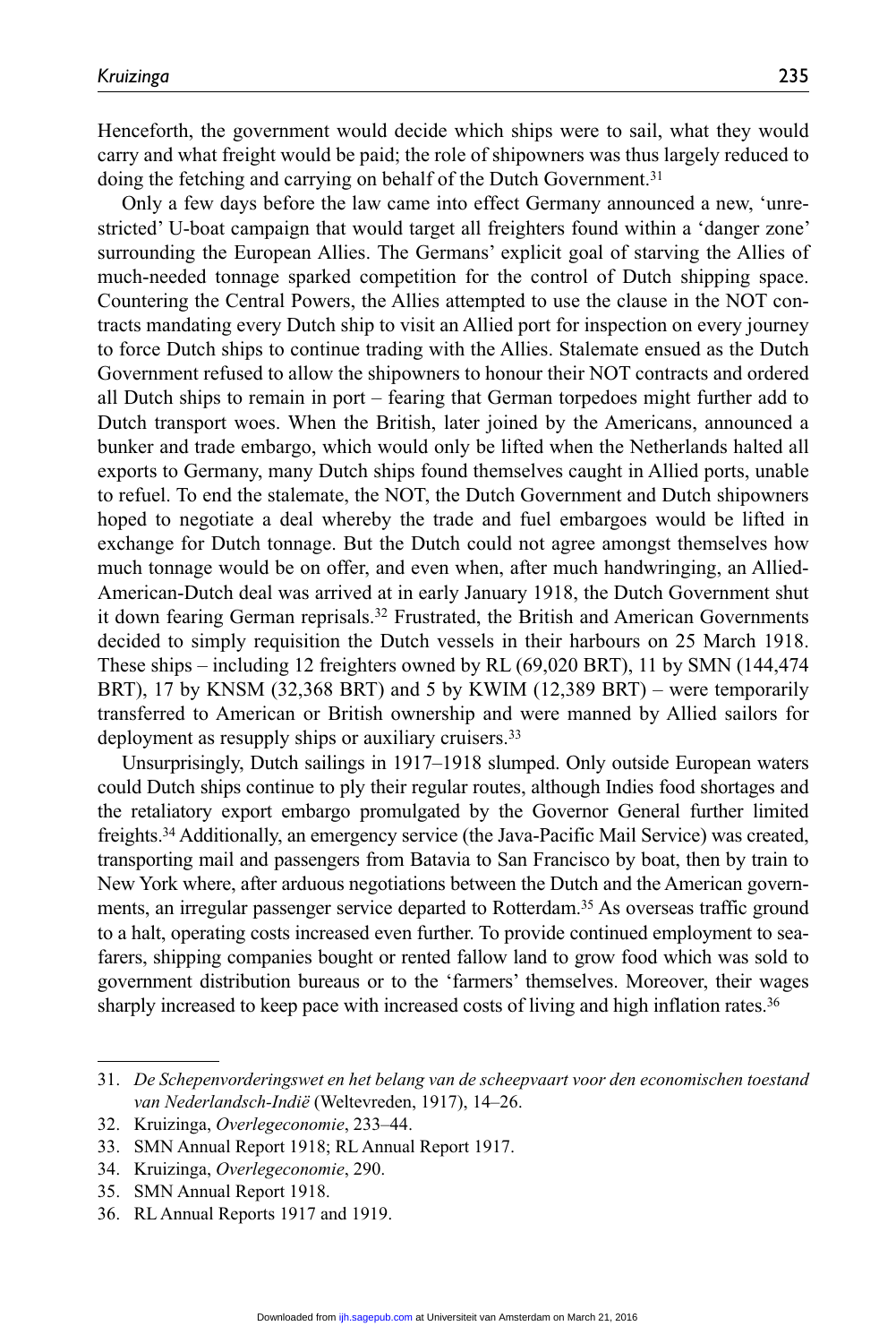Henceforth, the government would decide which ships were to sail, what they would carry and what freight would be paid; the role of shipowners was thus largely reduced to doing the fetching and carrying on behalf of the Dutch Government.[31]

Only a few days before the law came into effect Germany announced a new, 'unrestricted' U-boat campaign that would target all freighters found within a 'danger zone' surrounding the European Allies. The Germans' explicit goal of starving the Allies of much-needed tonnage sparked competition for the control of Dutch shipping space. Countering the Central Powers, the Allies attempted to use the clause in the NOT contracts mandating every Dutch ship to visit an Allied port for inspection on every journey to force Dutch ships to continue trading with the Allies. Stalemate ensued as the Dutch Government refused to allow the shipowners to honour their NOT contracts and ordered all Dutch ships to remain in port – fearing that German torpedoes might further add to Dutch transport woes. When the British, later joined by the Americans, announced a bunker and trade embargo, which would only be lifted when the Netherlands halted all exports to Germany, many Dutch ships found themselves caught in Allied ports, unable to refuel. To end the stalemate, the NOT, the Dutch Government and Dutch shipowners hoped to negotiate a deal whereby the trade and fuel embargoes would be lifted in exchange for Dutch tonnage. But the Dutch could not agree amongst themselves how much tonnage would be on offer, and even when, after much handwringing, an Allied-American-Dutch deal was arrived at in early January 1918, the Dutch Government shut it down fearing German reprisals.[32] Frustrated, the British and American Governments decided to simply requisition the Dutch vessels in their harbours on 25 March 1918. These ships – including 12 freighters owned by RL (69,020 BRT), 11 by SMN (144,474 BRT), 17 by KNSM (32,368 BRT) and 5 by KWIM (12,389 BRT) – were temporarily transferred to American or British ownership and were manned by Allied sailors for deployment as resupply ships or auxiliary cruisers.[33]

Unsurprisingly, Dutch sailings in 1917–1918 slumped. Only outside European waters could Dutch ships continue to ply their regular routes, although Indies food shortages and the retaliatory export embargo promulgated by the Governor General further limited freights.[34] Additionally, an emergency service (the Java-Pacific Mail Service) was created, transporting mail and passengers from Batavia to San Francisco by boat, then by train to New York where, after arduous negotiations between the Dutch and the American governments, an irregular passenger service departed to Rotterdam.[35] As overseas traffic ground to a halt, operating costs increased even further. To provide continued employment to seafarers, shipping companies bought or rented fallow land to grow food which was sold to government distribution bureaus or to the 'farmers' themselves. Moreover, their wages sharply increased to keep pace with increased costs of living and high inflation rates.[36]

---

31. *De Schepenvorderingswet en het belang van de scheepvaart voor den economischen toestand van Nederlandsch-Indië* (Weltevreden, 1917), 14–26.
32. Kruizinga, *Overlegeconomie*, 233–44.
33. SMN Annual Report 1918; RL Annual Report 1917.
34. Kruizinga, *Overlegeconomie*, 290.
35. SMN Annual Report 1918.
36. RL Annual Reports 1917 and 1919.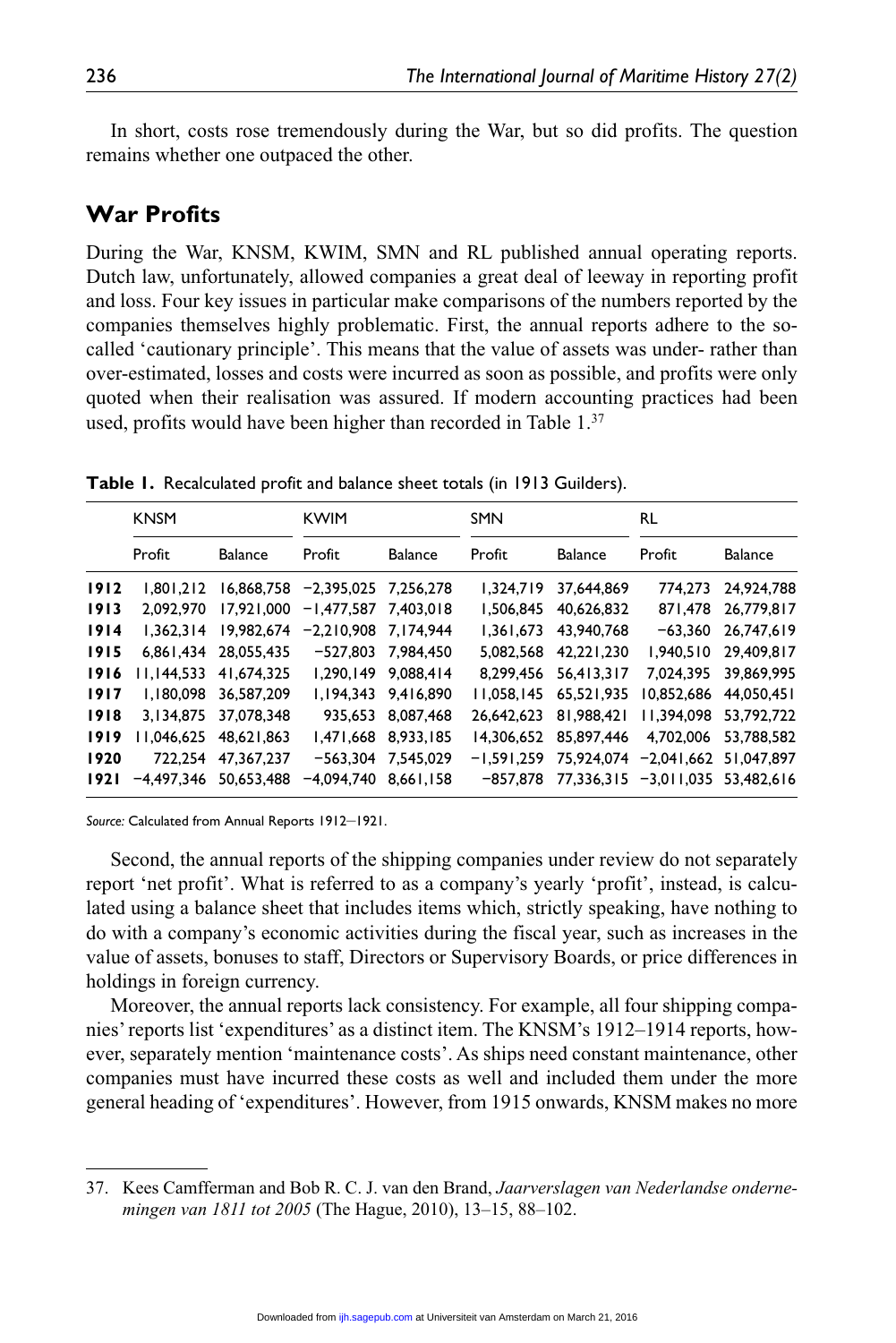In short, costs rose tremendously during the War, but so did profits. The question remains whether one outpaced the other.

## War Profits

During the War, KNSM, KWIM, SMN and RL published annual operating reports. Dutch law, unfortunately, allowed companies a great deal of leeway in reporting profit and loss. Four key issues in particular make comparisons of the numbers reported by the companies themselves highly problematic. First, the annual reports adhere to the so-called 'cautionary principle'. This means that the value of assets was under- rather than over-estimated, losses and costs were incurred as soon as possible, and profits were only quoted when their realisation was assured. If modern accounting practices had been used, profits would have been higher than recorded in Table 1.[37]

**Table 1.** Recalculated profit and balance sheet totals (in 1913 Guilders).

| | KNSM | | KWIM | | SMN | | RL | |
|---|---|---|---|---|---|---|---|---|
| | Profit | Balance | Profit | Balance | Profit | Balance | Profit | Balance |
| **1912** | 1,801,212 | 16,868,758 | −2,395,025 | 7,256,278 | 1,324,719 | 37,644,869 | 774,273 | 24,924,788 |
| **1913** | 2,092,970 | 17,921,000 | −1,477,587 | 7,403,018 | 1,506,845 | 40,626,832 | 871,478 | 26,779,817 |
| **1914** | 1,362,314 | 19,982,674 | −2,210,908 | 7,174,944 | 1,361,673 | 43,940,768 | −63,360 | 26,747,619 |
| **1915** | 6,861,434 | 28,055,435 | −527,803 | 7,984,450 | 5,082,568 | 42,221,230 | 1,940,510 | 29,409,817 |
| **1916** | 11,144,533 | 41,674,325 | 1,290,149 | 9,088,414 | 8,299,456 | 56,413,317 | 7,024,395 | 39,869,995 |
| **1917** | 1,180,098 | 36,587,209 | 1,194,343 | 9,416,890 | 11,058,145 | 65,521,935 | 10,852,686 | 44,050,451 |
| **1918** | 3,134,875 | 37,078,348 | 935,653 | 8,087,468 | 26,642,623 | 81,988,421 | 11,394,098 | 53,792,722 |
| **1919** | 11,046,625 | 48,621,863 | 1,471,668 | 8,933,185 | 14,306,652 | 85,897,446 | 4,702,006 | 53,788,582 |
| **1920** | 722,254 | 47,367,237 | −563,304 | 7,545,029 | −1,591,259 | 75,924,074 | −2,041,662 | 51,047,897 |
| **1921** | −4,497,346 | 50,653,488 | −4,094,740 | 8,661,158 | −857,878 | 77,336,315 | −3,011,035 | 53,482,616 |

*Source:* Calculated from Annual Reports 1912–1921.

Second, the annual reports of the shipping companies under review do not separately report 'net profit'. What is referred to as a company's yearly 'profit', instead, is calculated using a balance sheet that includes items which, strictly speaking, have nothing to do with a company's economic activities during the fiscal year, such as increases in the value of assets, bonuses to staff, Directors or Supervisory Boards, or price differences in holdings in foreign currency.

Moreover, the annual reports lack consistency. For example, all four shipping companies' reports list 'expenditures' as a distinct item. The KNSM's 1912–1914 reports, however, separately mention 'maintenance costs'. As ships need constant maintenance, other companies must have incurred these costs as well and included them under the more general heading of 'expenditures'. However, from 1915 onwards, KNSM makes no more

37. Kees Camfferman and Bob R. C. J. van den Brand, *Jaarverslagen van Nederlandse ondernemingen van 1811 tot 2005* (The Hague, 2010), 13–15, 88–102.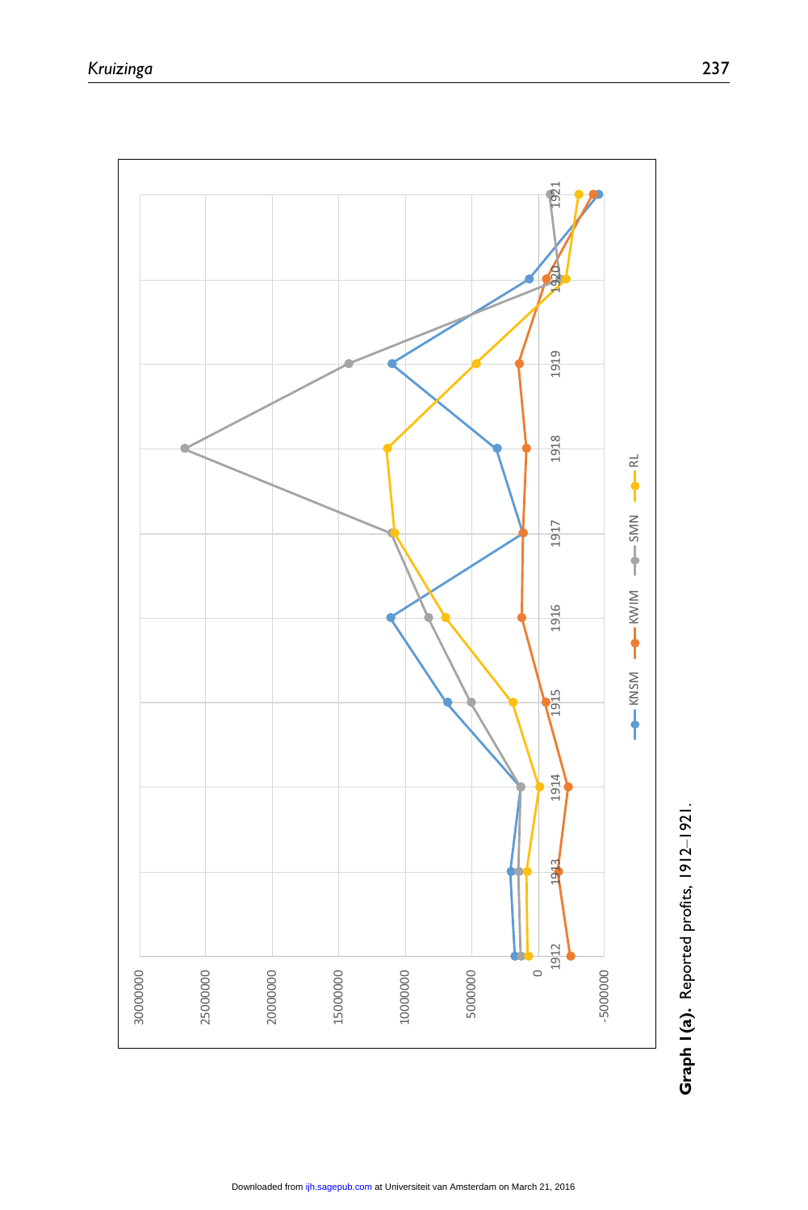**Graph 1(a).** Reported profits, 1912–1921.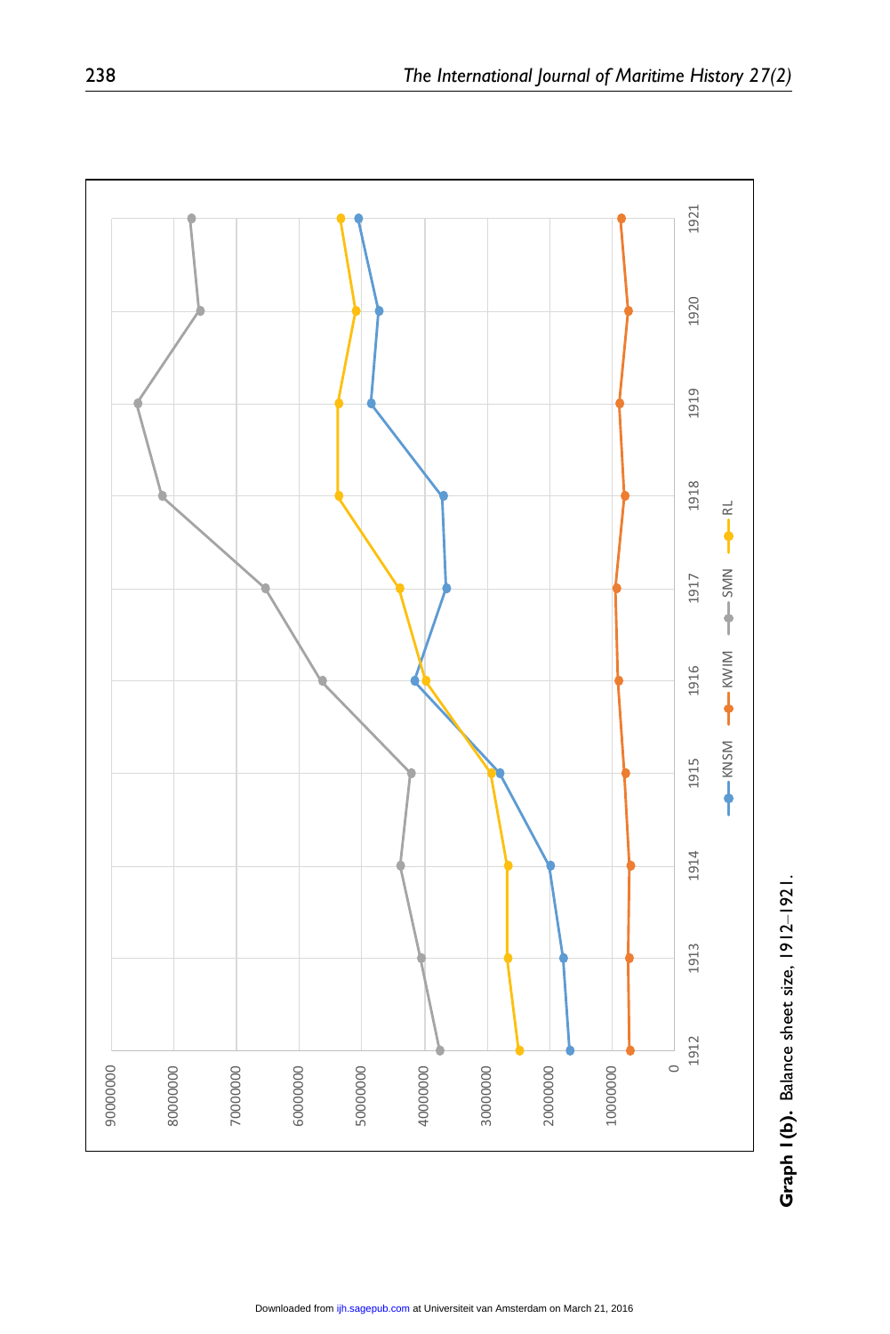**Graph 1(b).** Balance sheet size, 1912–1921.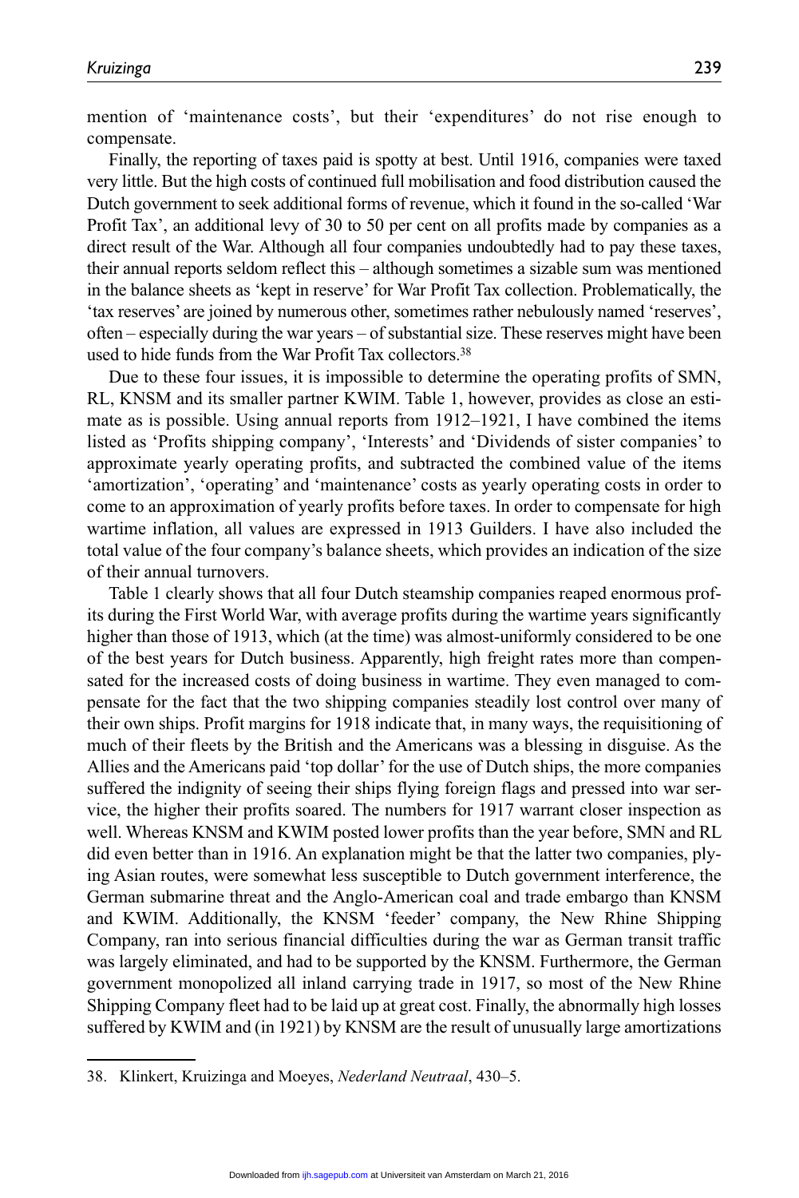mention of 'maintenance costs', but their 'expenditures' do not rise enough to compensate.

Finally, the reporting of taxes paid is spotty at best. Until 1916, companies were taxed very little. But the high costs of continued full mobilisation and food distribution caused the Dutch government to seek additional forms of revenue, which it found in the so-called 'War Profit Tax', an additional levy of 30 to 50 per cent on all profits made by companies as a direct result of the War. Although all four companies undoubtedly had to pay these taxes, their annual reports seldom reflect this – although sometimes a sizable sum was mentioned in the balance sheets as 'kept in reserve' for War Profit Tax collection. Problematically, the 'tax reserves' are joined by numerous other, sometimes rather nebulously named 'reserves', often – especially during the war years – of substantial size. These reserves might have been used to hide funds from the War Profit Tax collectors.[38]

Due to these four issues, it is impossible to determine the operating profits of SMN, RL, KNSM and its smaller partner KWIM. Table 1, however, provides as close an estimate as is possible. Using annual reports from 1912–1921, I have combined the items listed as 'Profits shipping company', 'Interests' and 'Dividends of sister companies' to approximate yearly operating profits, and subtracted the combined value of the items 'amortization', 'operating' and 'maintenance' costs as yearly operating costs in order to come to an approximation of yearly profits before taxes. In order to compensate for high wartime inflation, all values are expressed in 1913 Guilders. I have also included the total value of the four company's balance sheets, which provides an indication of the size of their annual turnovers.

Table 1 clearly shows that all four Dutch steamship companies reaped enormous profits during the First World War, with average profits during the wartime years significantly higher than those of 1913, which (at the time) was almost-uniformly considered to be one of the best years for Dutch business. Apparently, high freight rates more than compensated for the increased costs of doing business in wartime. They even managed to compensate for the fact that the two shipping companies steadily lost control over many of their own ships. Profit margins for 1918 indicate that, in many ways, the requisitioning of much of their fleets by the British and the Americans was a blessing in disguise. As the Allies and the Americans paid 'top dollar' for the use of Dutch ships, the more companies suffered the indignity of seeing their ships flying foreign flags and pressed into war service, the higher their profits soared. The numbers for 1917 warrant closer inspection as well. Whereas KNSM and KWIM posted lower profits than the year before, SMN and RL did even better than in 1916. An explanation might be that the latter two companies, plying Asian routes, were somewhat less susceptible to Dutch government interference, the German submarine threat and the Anglo-American coal and trade embargo than KNSM and KWIM. Additionally, the KNSM 'feeder' company, the New Rhine Shipping Company, ran into serious financial difficulties during the war as German transit traffic was largely eliminated, and had to be supported by the KNSM. Furthermore, the German government monopolized all inland carrying trade in 1917, so most of the New Rhine Shipping Company fleet had to be laid up at great cost. Finally, the abnormally high losses suffered by KWIM and (in 1921) by KNSM are the result of unusually large amortizations

38. Klinkert, Kruizinga and Moeyes, *Nederland Neutraal*, 430–5.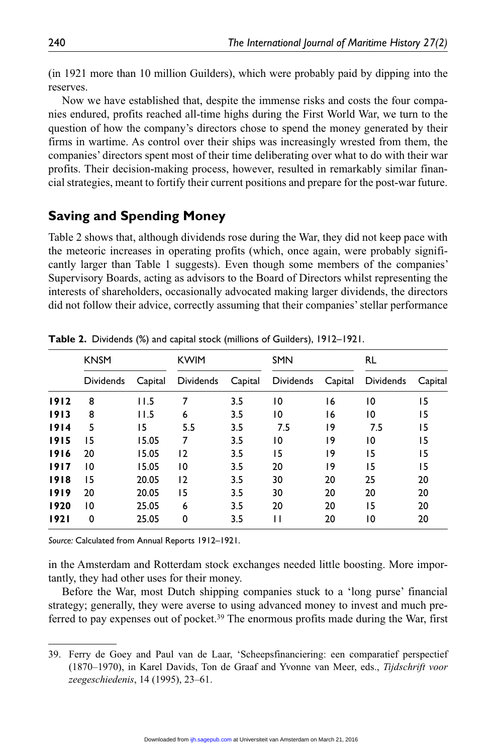(in 1921 more than 10 million Guilders), which were probably paid by dipping into the reserves.

Now we have established that, despite the immense risks and costs the four companies endured, profits reached all-time highs during the First World War, we turn to the question of how the company's directors chose to spend the money generated by their firms in wartime. As control over their ships was increasingly wrested from them, the companies' directors spent most of their time deliberating over what to do with their war profits. Their decision-making process, however, resulted in remarkably similar financial strategies, meant to fortify their current positions and prepare for the post-war future.

## Saving and Spending Money

Table 2 shows that, although dividends rose during the War, they did not keep pace with the meteoric increases in operating profits (which, once again, were probably significantly larger than Table 1 suggests). Even though some members of the companies' Supervisory Boards, acting as advisors to the Board of Directors whilst representing the interests of shareholders, occasionally advocated making larger dividends, the directors did not follow their advice, correctly assuming that their companies' stellar performance in the Amsterdam and Rotterdam stock exchanges needed little boosting. More importantly, they had other uses for their money.

**Table 2.** Dividends (%) and capital stock (millions of Guilders), 1912–1921.

| | KNSM | | KWIM | | SMN | | RL | |
|---|---|---|---|---|---|---|---|---|
| | Dividends | Capital | Dividends | Capital | Dividends | Capital | Dividends | Capital |
| **1912** | 8 | 11.5 | 7 | 3.5 | 10 | 16 | 10 | 15 |
| **1913** | 8 | 11.5 | 6 | 3.5 | 10 | 16 | 10 | 15 |
| **1914** | 5 | 15 | 5.5 | 3.5 | 7.5 | 19 | 7.5 | 15 |
| **1915** | 15 | 15.05 | 7 | 3.5 | 10 | 19 | 10 | 15 |
| **1916** | 20 | 15.05 | 12 | 3.5 | 15 | 19 | 15 | 15 |
| **1917** | 10 | 15.05 | 10 | 3.5 | 20 | 19 | 15 | 15 |
| **1918** | 15 | 20.05 | 12 | 3.5 | 30 | 20 | 25 | 20 |
| **1919** | 20 | 20.05 | 15 | 3.5 | 30 | 20 | 20 | 20 |
| **1920** | 10 | 25.05 | 6 | 3.5 | 20 | 20 | 15 | 20 |
| **1921** | 0 | 25.05 | 0 | 3.5 | 11 | 20 | 10 | 20 |

*Source:* Calculated from Annual Reports 1912–1921.

Before the War, most Dutch shipping companies stuck to a 'long purse' financial strategy; generally, they were averse to using advanced money to invest and much preferred to pay expenses out of pocket.[39] The enormous profits made during the War, first

39. Ferry de Goey and Paul van de Laar, 'Scheepsfinanciering: een comparatief perspectief (1870–1970), in Karel Davids, Ton de Graaf and Yvonne van Meer, eds., *Tijdschrift voor zeegeschiedenis*, 14 (1995), 23–61.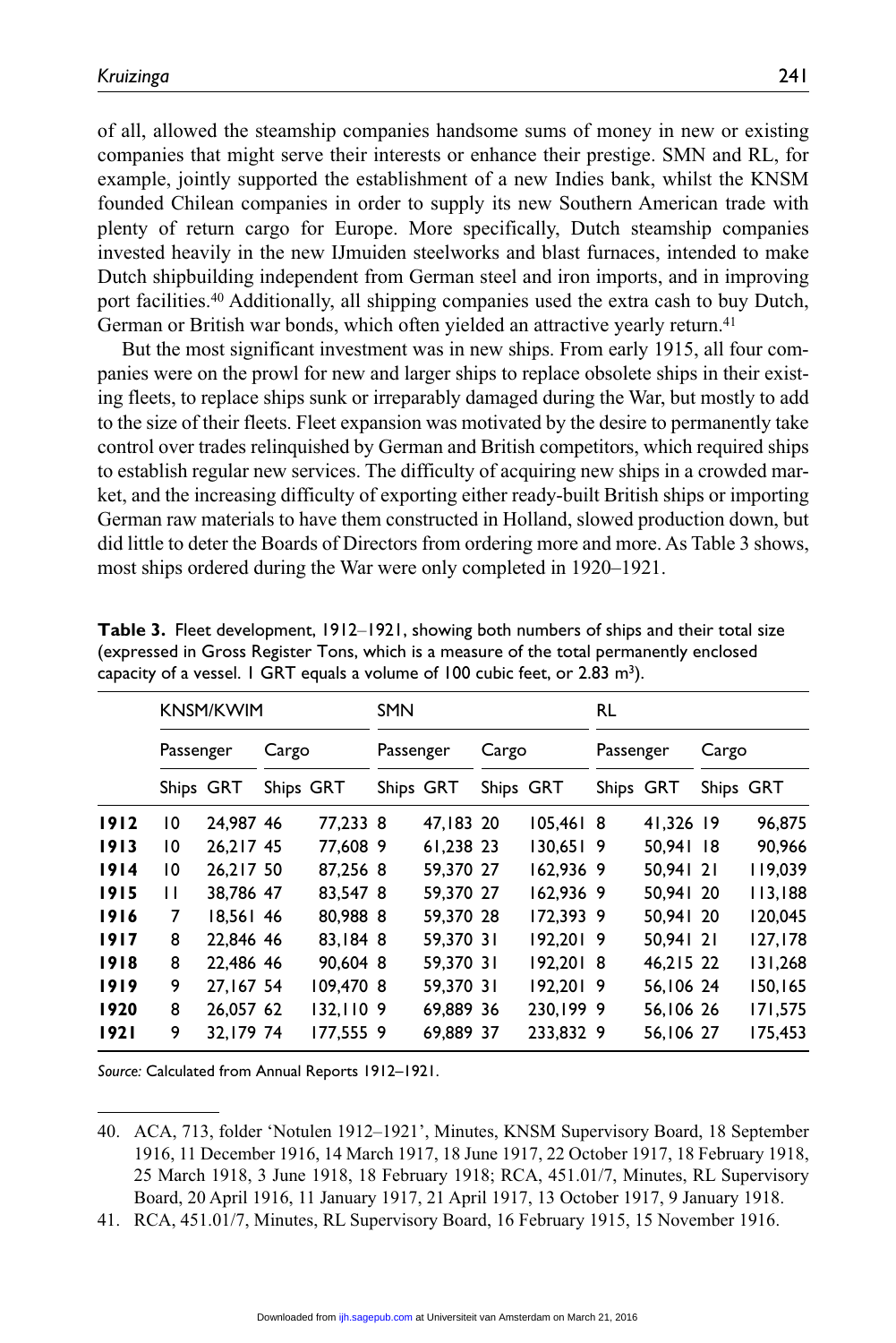of all, allowed the steamship companies handsome sums of money in new or existing companies that might serve their interests or enhance their prestige. SMN and RL, for example, jointly supported the establishment of a new Indies bank, whilst the KNSM founded Chilean companies in order to supply its new Southern American trade with plenty of return cargo for Europe. More specifically, Dutch steamship companies invested heavily in the new IJmuiden steelworks and blast furnaces, intended to make Dutch shipbuilding independent from German steel and iron imports, and in improving port facilities.[40] Additionally, all shipping companies used the extra cash to buy Dutch, German or British war bonds, which often yielded an attractive yearly return.[41]

But the most significant investment was in new ships. From early 1915, all four companies were on the prowl for new and larger ships to replace obsolete ships in their existing fleets, to replace ships sunk or irreparably damaged during the War, but mostly to add to the size of their fleets. Fleet expansion was motivated by the desire to permanently take control over trades relinquished by German and British competitors, which required ships to establish regular new services. The difficulty of acquiring new ships in a crowded market, and the increasing difficulty of exporting either ready-built British ships or importing German raw materials to have them constructed in Holland, slowed production down, but did little to deter the Boards of Directors from ordering more and more. As Table 3 shows, most ships ordered during the War were only completed in 1920–1921.

**Table 3.** Fleet development, 1912–1921, showing both numbers of ships and their total size (expressed in Gross Register Tons, which is a measure of the total permanently enclosed capacity of a vessel. 1 GRT equals a volume of 100 cubic feet, or 2.83 m$^3$).

| | KNSM/KWIM | | | | SMN | | | | RL | | | |
|---|---|---|---|---|---|---|---|---|---|---|---|---|
| | Passenger | | Cargo | | Passenger | | Cargo | | Passenger | | Cargo | |
| | Ships | GRT | Ships | GRT | Ships | GRT | Ships | GRT | Ships | GRT | Ships | GRT |
| **1912** | 10 | 24,987 | 46 | 77,233 | 8 | 47,183 | 20 | 105,461 | 8 | 41,326 | 19 | 96,875 |
| **1913** | 10 | 26,217 | 45 | 77,608 | 9 | 61,238 | 23 | 130,651 | 9 | 50,941 | 18 | 90,966 |
| **1914** | 10 | 26,217 | 50 | 87,256 | 8 | 59,370 | 27 | 162,936 | 9 | 50,941 | 21 | 119,039 |
| **1915** | 11 | 38,786 | 47 | 83,547 | 8 | 59,370 | 27 | 162,936 | 9 | 50,941 | 20 | 113,188 |
| **1916** | 7 | 18,561 | 46 | 80,988 | 8 | 59,370 | 28 | 172,393 | 9 | 50,941 | 20 | 120,045 |
| **1917** | 8 | 22,846 | 46 | 83,184 | 8 | 59,370 | 31 | 192,201 | 9 | 50,941 | 21 | 127,178 |
| **1918** | 8 | 22,486 | 46 | 90,604 | 8 | 59,370 | 31 | 192,201 | 8 | 46,215 | 22 | 131,268 |
| **1919** | 9 | 27,167 | 54 | 109,470 | 8 | 59,370 | 31 | 192,201 | 9 | 56,106 | 24 | 150,165 |
| **1920** | 8 | 26,057 | 62 | 132,110 | 9 | 69,889 | 36 | 230,199 | 9 | 56,106 | 26 | 171,575 |
| **1921** | 9 | 32,179 | 74 | 177,555 | 9 | 69,889 | 37 | 233,832 | 9 | 56,106 | 27 | 175,453 |

*Source:* Calculated from Annual Reports 1912–1921.

40. ACA, 713, folder 'Notulen 1912–1921', Minutes, KNSM Supervisory Board, 18 September 1916, 11 December 1916, 14 March 1917, 18 June 1917, 22 October 1917, 18 February 1918, 25 March 1918, 3 June 1918, 18 February 1918; RCA, 451.01/7, Minutes, RL Supervisory Board, 20 April 1916, 11 January 1917, 21 April 1917, 13 October 1917, 9 January 1918.

41. RCA, 451.01/7, Minutes, RL Supervisory Board, 16 February 1915, 15 November 1916.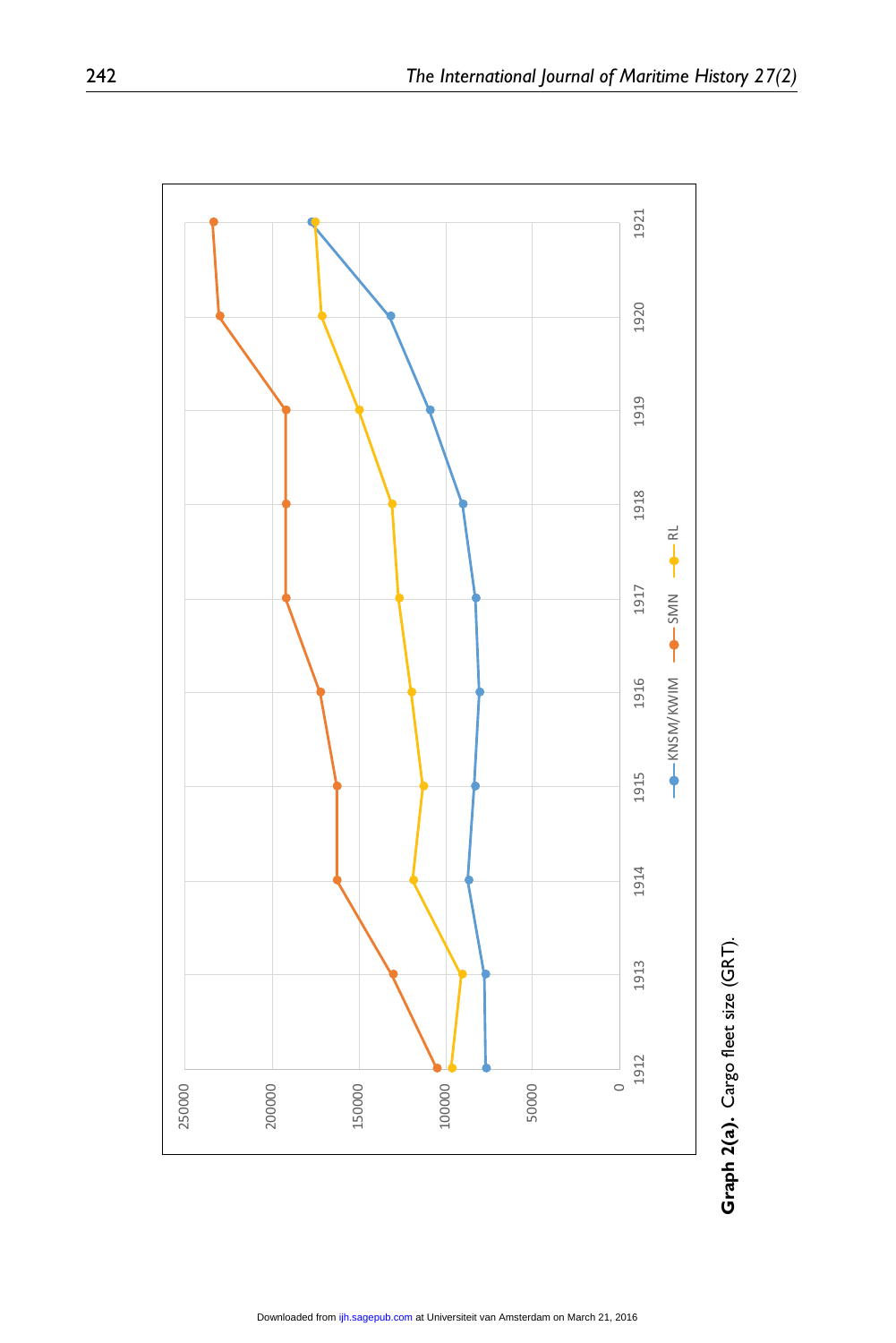Graph 2(a). Cargo fleet size (GRT).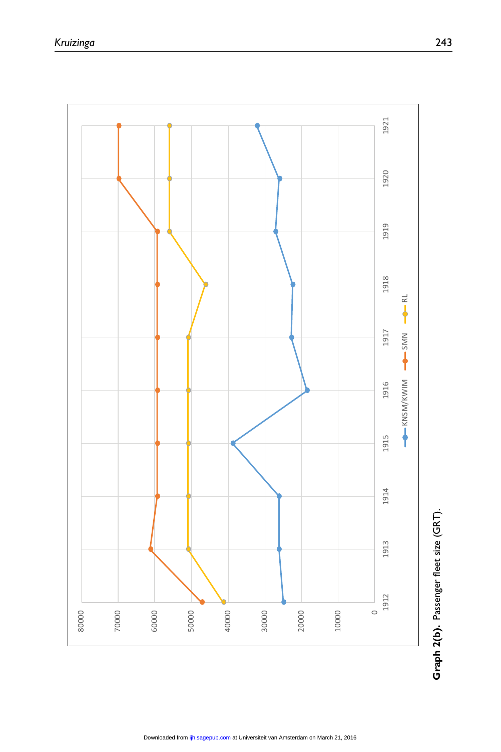**Graph 2(b).** Passenger fleet size (GRT).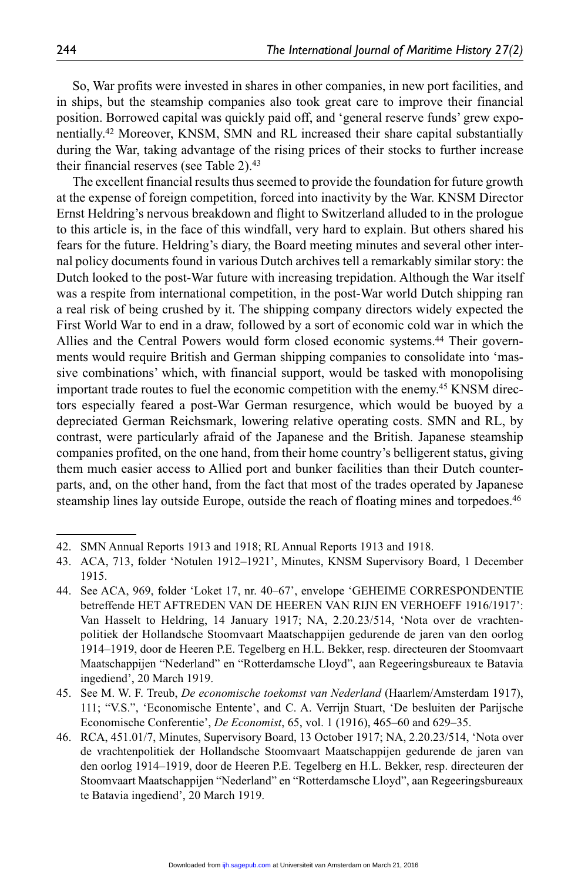So, War profits were invested in shares in other companies, in new port facilities, and in ships, but the steamship companies also took great care to improve their financial position. Borrowed capital was quickly paid off, and 'general reserve funds' grew exponentially.[42] Moreover, KNSM, SMN and RL increased their share capital substantially during the War, taking advantage of the rising prices of their stocks to further increase their financial reserves (see Table 2).[43]

The excellent financial results thus seemed to provide the foundation for future growth at the expense of foreign competition, forced into inactivity by the War. KNSM Director Ernst Heldring's nervous breakdown and flight to Switzerland alluded to in the prologue to this article is, in the face of this windfall, very hard to explain. But others shared his fears for the future. Heldring's diary, the Board meeting minutes and several other internal policy documents found in various Dutch archives tell a remarkably similar story: the Dutch looked to the post-War future with increasing trepidation. Although the War itself was a respite from international competition, in the post-War world Dutch shipping ran a real risk of being crushed by it. The shipping company directors widely expected the First World War to end in a draw, followed by a sort of economic cold war in which the Allies and the Central Powers would form closed economic systems.[44] Their governments would require British and German shipping companies to consolidate into 'massive combinations' which, with financial support, would be tasked with monopolising important trade routes to fuel the economic competition with the enemy.[45] KNSM directors especially feared a post-War German resurgence, which would be buoyed by a depreciated German Reichsmark, lowering relative operating costs. SMN and RL, by contrast, were particularly afraid of the Japanese and the British. Japanese steamship companies profited, on the one hand, from their home country's belligerent status, giving them much easier access to Allied port and bunker facilities than their Dutch counterparts, and, on the other hand, from the fact that most of the trades operated by Japanese steamship lines lay outside Europe, outside the reach of floating mines and torpedoes.[46]

---

42. SMN Annual Reports 1913 and 1918; RL Annual Reports 1913 and 1918.
43. ACA, 713, folder 'Notulen 1912–1921', Minutes, KNSM Supervisory Board, 1 December 1915.
44. See ACA, 969, folder 'Loket 17, nr. 40–67', envelope 'GEHEIME CORRESPONDENTIE betreffende HET AFTREDEN VAN DE HEEREN VAN RIJN EN VERHOEFF 1916/1917': Van Hasselt to Heldring, 14 January 1917; NA, 2.20.23/514, 'Nota over de vrachtenpolitiek der Hollandsche Stoomvaart Maatschappijen gedurende de jaren van den oorlog 1914–1919, door de Heeren P.E. Tegelberg en H.L. Bekker, resp. directeuren der Stoomvaart Maatschappijen "Nederland" en "Rotterdamsche Lloyd", aan Regeeringsbureaux te Batavia ingediend', 20 March 1919.
45. See M. W. F. Treub, *De economische toekomst van Nederland* (Haarlem/Amsterdam 1917), 111; "V.S.", 'Economische Entente', and C. A. Verrijn Stuart, 'De besluiten der Parijsche Economische Conferentie', *De Economist*, 65, vol. 1 (1916), 465–60 and 629–35.
46. RCA, 451.01/7, Minutes, Supervisory Board, 13 October 1917; NA, 2.20.23/514, 'Nota over de vrachtenpolitiek der Hollandsche Stoomvaart Maatschappijen gedurende de jaren van den oorlog 1914–1919, door de Heeren P.E. Tegelberg en H.L. Bekker, resp. directeuren der Stoomvaart Maatschappijen "Nederland" en "Rotterdamsche Lloyd", aan Regeeringsbureaux te Batavia ingediend', 20 March 1919.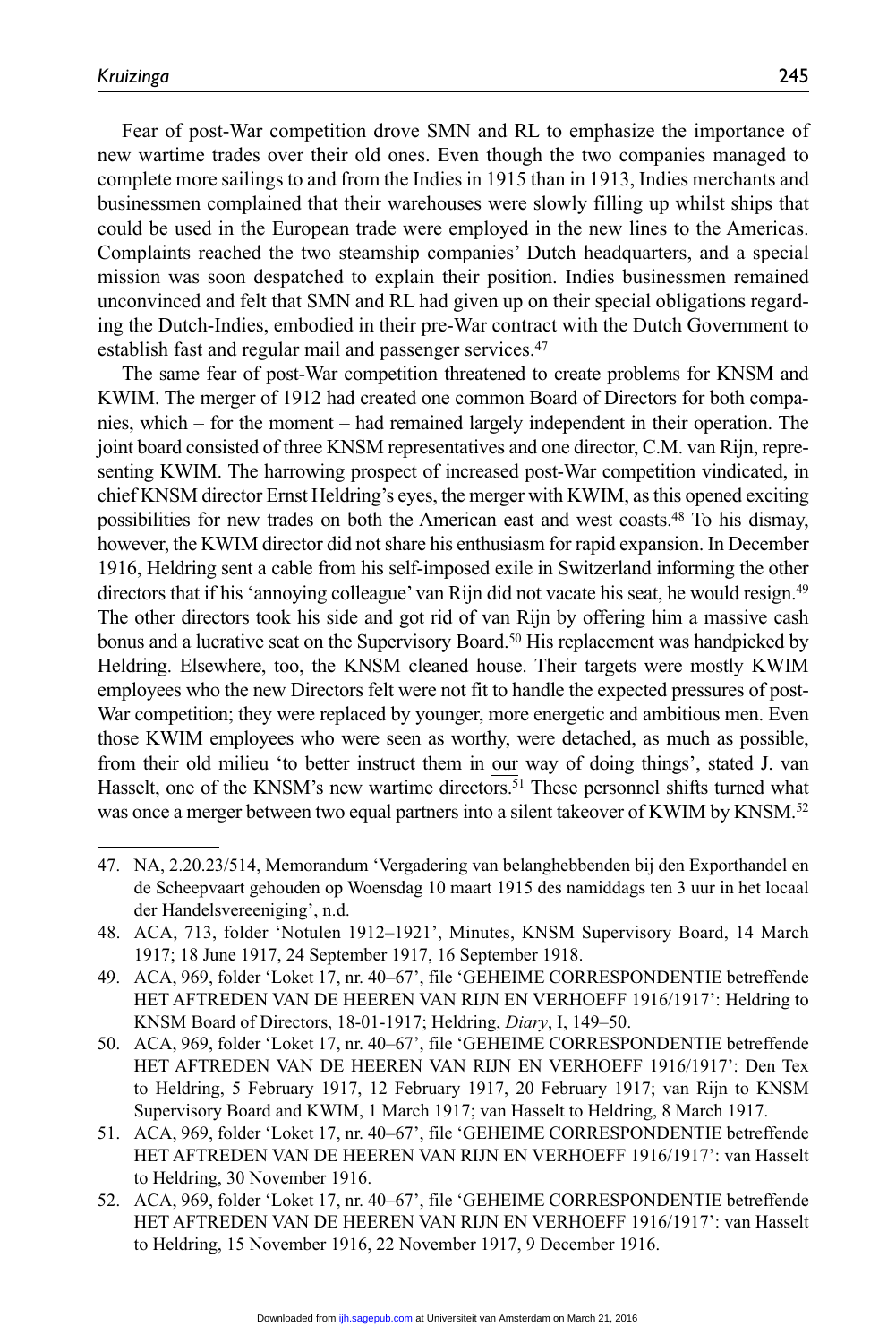Fear of post-War competition drove SMN and RL to emphasize the importance of new wartime trades over their old ones. Even though the two companies managed to complete more sailings to and from the Indies in 1915 than in 1913, Indies merchants and businessmen complained that their warehouses were slowly filling up whilst ships that could be used in the European trade were employed in the new lines to the Americas. Complaints reached the two steamship companies' Dutch headquarters, and a special mission was soon despatched to explain their position. Indies businessmen remained unconvinced and felt that SMN and RL had given up on their special obligations regarding the Dutch-Indies, embodied in their pre-War contract with the Dutch Government to establish fast and regular mail and passenger services.[47]

The same fear of post-War competition threatened to create problems for KNSM and KWIM. The merger of 1912 had created one common Board of Directors for both companies, which – for the moment – had remained largely independent in their operation. The joint board consisted of three KNSM representatives and one director, C.M. van Rijn, representing KWIM. The harrowing prospect of increased post-War competition vindicated, in chief KNSM director Ernst Heldring's eyes, the merger with KWIM, as this opened exciting possibilities for new trades on both the American east and west coasts.[48] To his dismay, however, the KWIM director did not share his enthusiasm for rapid expansion. In December 1916, Heldring sent a cable from his self-imposed exile in Switzerland informing the other directors that if his 'annoying colleague' van Rijn did not vacate his seat, he would resign.[49] The other directors took his side and got rid of van Rijn by offering him a massive cash bonus and a lucrative seat on the Supervisory Board.[50] His replacement was handpicked by Heldring. Elsewhere, too, the KNSM cleaned house. Their targets were mostly KWIM employees who the new Directors felt were not fit to handle the expected pressures of post-War competition; they were replaced by younger, more energetic and ambitious men. Even those KWIM employees who were seen as worthy, were detached, as much as possible, from their old milieu 'to better instruct them in <u>our</u> way of doing things', stated J. van Hasselt, one of the KNSM's new wartime directors.[51] These personnel shifts turned what was once a merger between two equal partners into a silent takeover of KWIM by KNSM.[52]

47. NA, 2.20.23/514, Memorandum 'Vergadering van belanghebbenden bij den Exporthandel en de Scheepvaart gehouden op Woensdag 10 maart 1915 des namiddags ten 3 uur in het locaal der Handelsvereeniging', n.d.
48. ACA, 713, folder 'Notulen 1912–1921', Minutes, KNSM Supervisory Board, 14 March 1917; 18 June 1917, 24 September 1917, 16 September 1918.
49. ACA, 969, folder 'Loket 17, nr. 40–67', file 'GEHEIME CORRESPONDENTIE betreffende HET AFTREDEN VAN DE HEEREN VAN RIJN EN VERHOEFF 1916/1917': Heldring to KNSM Board of Directors, 18-01-1917; Heldring, *Diary*, I, 149–50.
50. ACA, 969, folder 'Loket 17, nr. 40–67', file 'GEHEIME CORRESPONDENTIE betreffende HET AFTREDEN VAN DE HEEREN VAN RIJN EN VERHOEFF 1916/1917': Den Tex to Heldring, 5 February 1917, 12 February 1917, 20 February 1917; van Rijn to KNSM Supervisory Board and KWIM, 1 March 1917; van Hasselt to Heldring, 8 March 1917.
51. ACA, 969, folder 'Loket 17, nr. 40–67', file 'GEHEIME CORRESPONDENTIE betreffende HET AFTREDEN VAN DE HEEREN VAN RIJN EN VERHOEFF 1916/1917': van Hasselt to Heldring, 30 November 1916.
52. ACA, 969, folder 'Loket 17, nr. 40–67', file 'GEHEIME CORRESPONDENTIE betreffende HET AFTREDEN VAN DE HEEREN VAN RIJN EN VERHOEFF 1916/1917': van Hasselt to Heldring, 15 November 1916, 22 November 1917, 9 December 1916.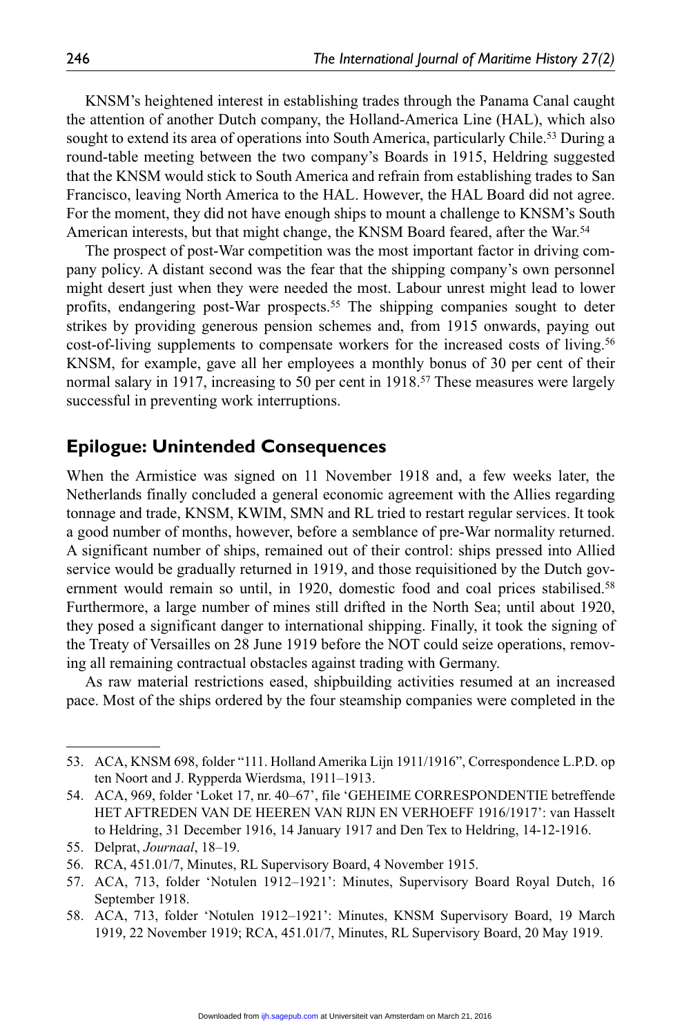KNSM's heightened interest in establishing trades through the Panama Canal caught the attention of another Dutch company, the Holland-America Line (HAL), which also sought to extend its area of operations into South America, particularly Chile.[53] During a round-table meeting between the two company's Boards in 1915, Heldring suggested that the KNSM would stick to South America and refrain from establishing trades to San Francisco, leaving North America to the HAL. However, the HAL Board did not agree. For the moment, they did not have enough ships to mount a challenge to KNSM's South American interests, but that might change, the KNSM Board feared, after the War.[54]

The prospect of post-War competition was the most important factor in driving company policy. A distant second was the fear that the shipping company's own personnel might desert just when they were needed the most. Labour unrest might lead to lower profits, endangering post-War prospects.[55] The shipping companies sought to deter strikes by providing generous pension schemes and, from 1915 onwards, paying out cost-of-living supplements to compensate workers for the increased costs of living.[56] KNSM, for example, gave all her employees a monthly bonus of 30 per cent of their normal salary in 1917, increasing to 50 per cent in 1918.[57] These measures were largely successful in preventing work interruptions.

## Epilogue: Unintended Consequences

When the Armistice was signed on 11 November 1918 and, a few weeks later, the Netherlands finally concluded a general economic agreement with the Allies regarding tonnage and trade, KNSM, KWIM, SMN and RL tried to restart regular services. It took a good number of months, however, before a semblance of pre-War normality returned. A significant number of ships, remained out of their control: ships pressed into Allied service would be gradually returned in 1919, and those requisitioned by the Dutch government would remain so until, in 1920, domestic food and coal prices stabilised.[58] Furthermore, a large number of mines still drifted in the North Sea; until about 1920, they posed a significant danger to international shipping. Finally, it took the signing of the Treaty of Versailles on 28 June 1919 before the NOT could seize operations, removing all remaining contractual obstacles against trading with Germany.

As raw material restrictions eased, shipbuilding activities resumed at an increased pace. Most of the ships ordered by the four steamship companies were completed in the

53. ACA, KNSM 698, folder "111. Holland Amerika Lijn 1911/1916", Correspondence L.P.D. op ten Noort and J. Rypperda Wierdsma, 1911–1913.

54. ACA, 969, folder 'Loket 17, nr. 40–67', file 'GEHEIME CORRESPONDENTIE betreffende HET AFTREDEN VAN DE HEEREN VAN RIJN EN VERHOEFF 1916/1917': van Hasselt to Heldring, 31 December 1916, 14 January 1917 and Den Tex to Heldring, 14-12-1916.

55. Delprat, *Journaal*, 18–19.

56. RCA, 451.01/7, Minutes, RL Supervisory Board, 4 November 1915.

57. ACA, 713, folder 'Notulen 1912–1921': Minutes, Supervisory Board Royal Dutch, 16 September 1918.

58. ACA, 713, folder 'Notulen 1912–1921': Minutes, KNSM Supervisory Board, 19 March 1919, 22 November 1919; RCA, 451.01/7, Minutes, RL Supervisory Board, 20 May 1919.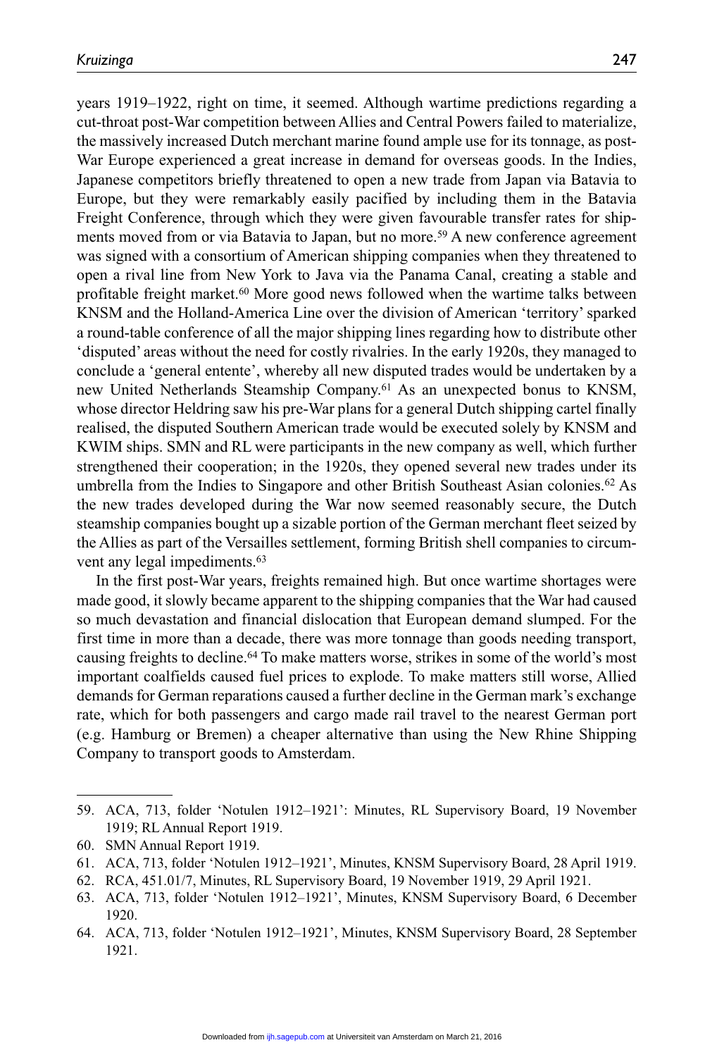years 1919–1922, right on time, it seemed. Although wartime predictions regarding a cut-throat post-War competition between Allies and Central Powers failed to materialize, the massively increased Dutch merchant marine found ample use for its tonnage, as post-War Europe experienced a great increase in demand for overseas goods. In the Indies, Japanese competitors briefly threatened to open a new trade from Japan via Batavia to Europe, but they were remarkably easily pacified by including them in the Batavia Freight Conference, through which they were given favourable transfer rates for shipments moved from or via Batavia to Japan, but no more.[59] A new conference agreement was signed with a consortium of American shipping companies when they threatened to open a rival line from New York to Java via the Panama Canal, creating a stable and profitable freight market.[60] More good news followed when the wartime talks between KNSM and the Holland-America Line over the division of American 'territory' sparked a round-table conference of all the major shipping lines regarding how to distribute other 'disputed' areas without the need for costly rivalries. In the early 1920s, they managed to conclude a 'general entente', whereby all new disputed trades would be undertaken by a new United Netherlands Steamship Company.[61] As an unexpected bonus to KNSM, whose director Heldring saw his pre-War plans for a general Dutch shipping cartel finally realised, the disputed Southern American trade would be executed solely by KNSM and KWIM ships. SMN and RL were participants in the new company as well, which further strengthened their cooperation; in the 1920s, they opened several new trades under its umbrella from the Indies to Singapore and other British Southeast Asian colonies.[62] As the new trades developed during the War now seemed reasonably secure, the Dutch steamship companies bought up a sizable portion of the German merchant fleet seized by the Allies as part of the Versailles settlement, forming British shell companies to circumvent any legal impediments.[63]

In the first post-War years, freights remained high. But once wartime shortages were made good, it slowly became apparent to the shipping companies that the War had caused so much devastation and financial dislocation that European demand slumped. For the first time in more than a decade, there was more tonnage than goods needing transport, causing freights to decline.[64] To make matters worse, strikes in some of the world's most important coalfields caused fuel prices to explode. To make matters still worse, Allied demands for German reparations caused a further decline in the German mark's exchange rate, which for both passengers and cargo made rail travel to the nearest German port (e.g. Hamburg or Bremen) a cheaper alternative than using the New Rhine Shipping Company to transport goods to Amsterdam.

59. ACA, 713, folder 'Notulen 1912–1921': Minutes, RL Supervisory Board, 19 November 1919; RL Annual Report 1919.
60. SMN Annual Report 1919.
61. ACA, 713, folder 'Notulen 1912–1921', Minutes, KNSM Supervisory Board, 28 April 1919.
62. RCA, 451.01/7, Minutes, RL Supervisory Board, 19 November 1919, 29 April 1921.
63. ACA, 713, folder 'Notulen 1912–1921', Minutes, KNSM Supervisory Board, 6 December 1920.
64. ACA, 713, folder 'Notulen 1912–1921', Minutes, KNSM Supervisory Board, 28 September 1921.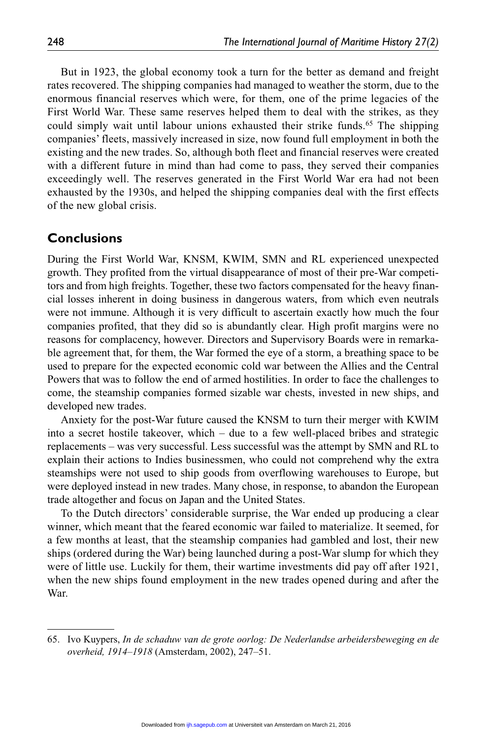But in 1923, the global economy took a turn for the better as demand and freight rates recovered. The shipping companies had managed to weather the storm, due to the enormous financial reserves which were, for them, one of the prime legacies of the First World War. These same reserves helped them to deal with the strikes, as they could simply wait until labour unions exhausted their strike funds.[65] The shipping companies' fleets, massively increased in size, now found full employment in both the existing and the new trades. So, although both fleet and financial reserves were created with a different future in mind than had come to pass, they served their companies exceedingly well. The reserves generated in the First World War era had not been exhausted by the 1930s, and helped the shipping companies deal with the first effects of the new global crisis.

## Conclusions

During the First World War, KNSM, KWIM, SMN and RL experienced unexpected growth. They profited from the virtual disappearance of most of their pre-War competitors and from high freights. Together, these two factors compensated for the heavy financial losses inherent in doing business in dangerous waters, from which even neutrals were not immune. Although it is very difficult to ascertain exactly how much the four companies profited, that they did so is abundantly clear. High profit margins were no reasons for complacency, however. Directors and Supervisory Boards were in remarkable agreement that, for them, the War formed the eye of a storm, a breathing space to be used to prepare for the expected economic cold war between the Allies and the Central Powers that was to follow the end of armed hostilities. In order to face the challenges to come, the steamship companies formed sizable war chests, invested in new ships, and developed new trades.

Anxiety for the post-War future caused the KNSM to turn their merger with KWIM into a secret hostile takeover, which – due to a few well-placed bribes and strategic replacements – was very successful. Less successful was the attempt by SMN and RL to explain their actions to Indies businessmen, who could not comprehend why the extra steamships were not used to ship goods from overflowing warehouses to Europe, but were deployed instead in new trades. Many chose, in response, to abandon the European trade altogether and focus on Japan and the United States.

To the Dutch directors' considerable surprise, the War ended up producing a clear winner, which meant that the feared economic war failed to materialize. It seemed, for a few months at least, that the steamship companies had gambled and lost, their new ships (ordered during the War) being launched during a post-War slump for which they were of little use. Luckily for them, their wartime investments did pay off after 1921, when the new ships found employment in the new trades opened during and after the War.

---

65. Ivo Kuypers, *In de schaduw van de grote oorlog: De Nederlandse arbeidersbeweging en de overheid, 1914–1918* (Amsterdam, 2002), 247–51.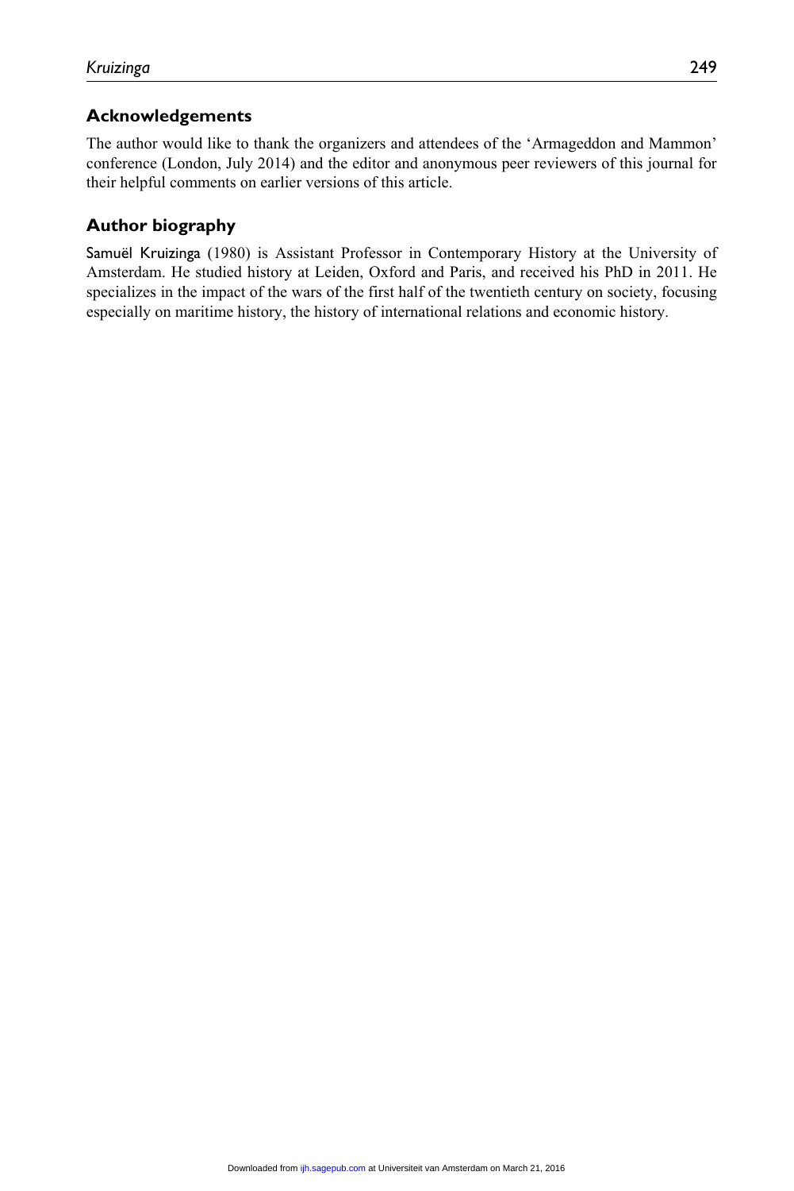## Acknowledgements

The author would like to thank the organizers and attendees of the 'Armageddon and Mammon' conference (London, July 2014) and the editor and anonymous peer reviewers of this journal for their helpful comments on earlier versions of this article.

## Author biography

Samuël Kruizinga (1980) is Assistant Professor in Contemporary History at the University of Amsterdam. He studied history at Leiden, Oxford and Paris, and received his PhD in 2011. He specializes in the impact of the wars of the first half of the twentieth century on society, focusing especially on maritime history, the history of international relations and economic history.